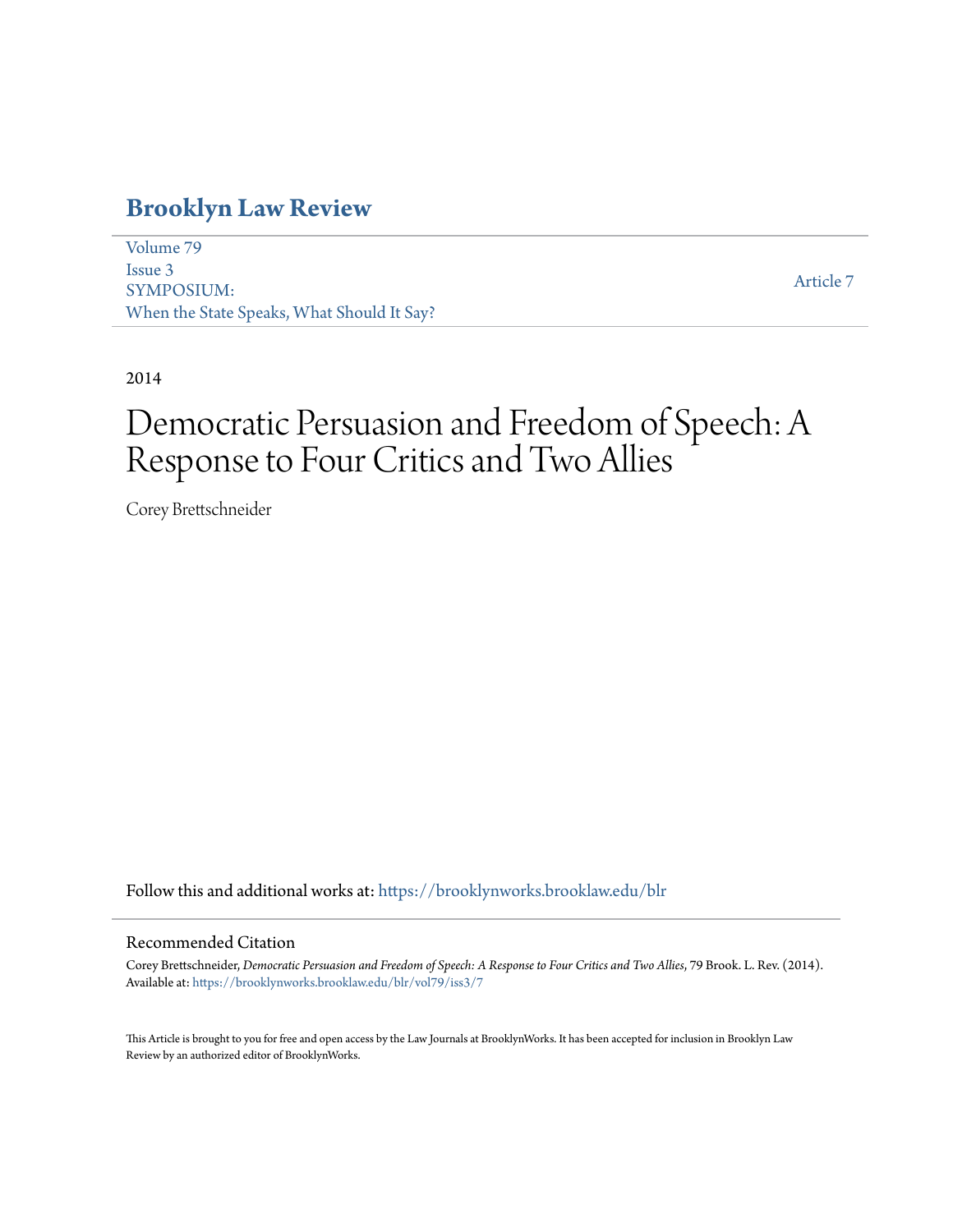# Brooklyn Law Review

Volume 79
Issue 3
SYMPOSIUM:
When the State Speaks, What Should It Say?

Article 7

2014

# Democratic Persuasion and Freedom of Speech: A Response to Four Critics and Two Allies

Corey Brettschneider

Follow this and additional works at: https://brooklynworks.brooklaw.edu/blr

## Recommended Citation

Corey Brettschneider, *Democratic Persuasion and Freedom of Speech: A Response to Four Critics and Two Allies*, 79 Brook. L. Rev. (2014).
Available at: https://brooklynworks.brooklaw.edu/blr/vol79/iss3/7

This Article is brought to you for free and open access by the Law Journals at BrooklynWorks. It has been accepted for inclusion in Brooklyn Law Review by an authorized editor of BrooklynWorks.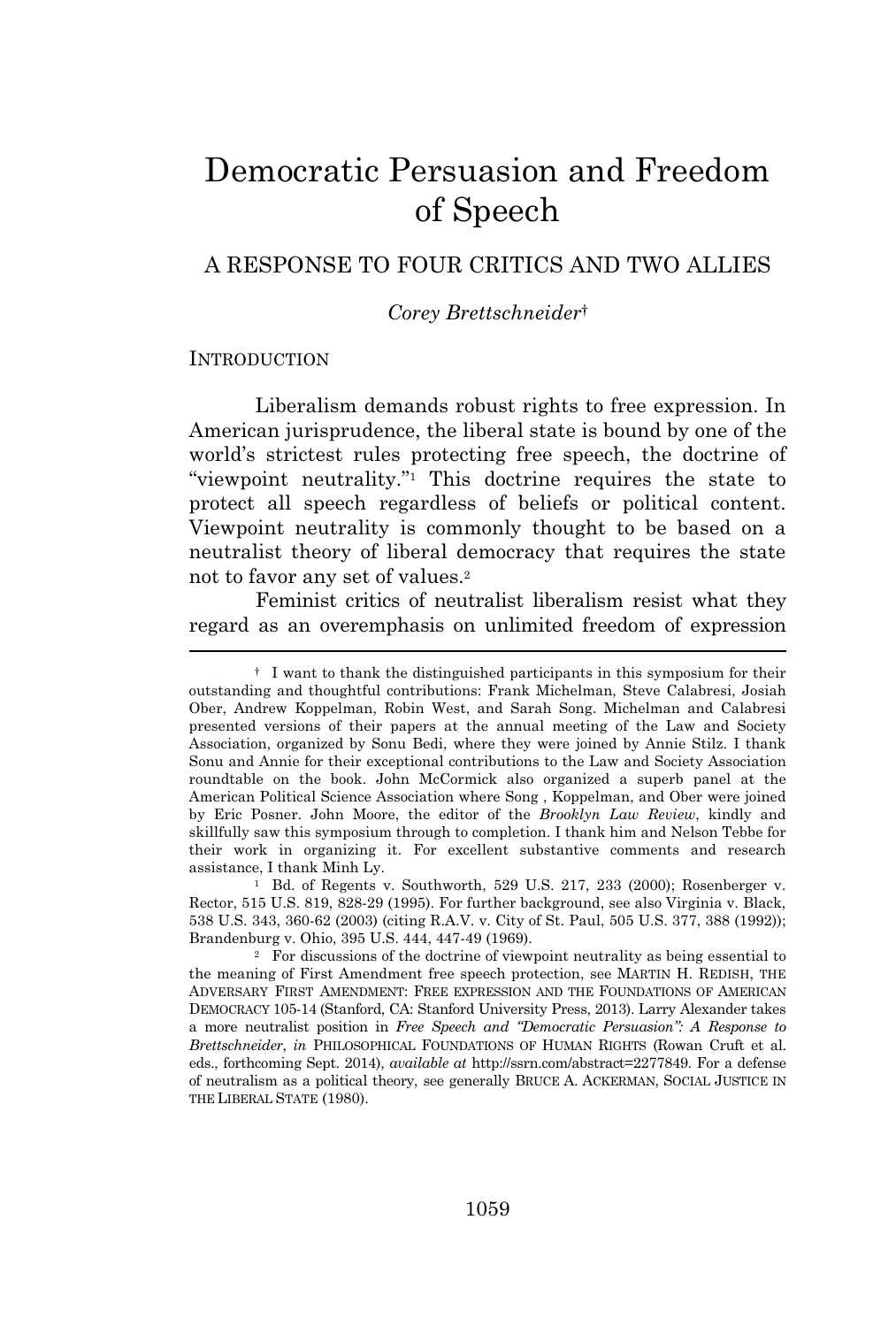# Democratic Persuasion and Freedom of Speech

## A RESPONSE TO FOUR CRITICS AND TWO ALLIES

*Corey Brettschneider*†

INTRODUCTION

Liberalism demands robust rights to free expression. In American jurisprudence, the liberal state is bound by one of the world's strictest rules protecting free speech, the doctrine of "viewpoint neutrality."[1] This doctrine requires the state to protect all speech regardless of beliefs or political content. Viewpoint neutrality is commonly thought to be based on a neutralist theory of liberal democracy that requires the state not to favor any set of values.[2]

Feminist critics of neutralist liberalism resist what they regard as an overemphasis on unlimited freedom of expression

---

† I want to thank the distinguished participants in this symposium for their outstanding and thoughtful contributions: Frank Michelman, Steve Calabresi, Josiah Ober, Andrew Koppelman, Robin West, and Sarah Song. Michelman and Calabresi presented versions of their papers at the annual meeting of the Law and Society Association, organized by Sonu Bedi, where they were joined by Annie Stilz. I thank Sonu and Annie for their exceptional contributions to the Law and Society Association roundtable on the book. John McCormick also organized a superb panel at the American Political Science Association where Song , Koppelman, and Ober were joined by Eric Posner. John Moore, the editor of the *Brooklyn Law Review*, kindly and skillfully saw this symposium through to completion. I thank him and Nelson Tebbe for their work in organizing it. For excellent substantive comments and research assistance, I thank Minh Ly.

[1] Bd. of Regents v. Southworth, 529 U.S. 217, 233 (2000); Rosenberger v. Rector, 515 U.S. 819, 828-29 (1995). For further background, see also Virginia v. Black, 538 U.S. 343, 360-62 (2003) (citing R.A.V. v. City of St. Paul, 505 U.S. 377, 388 (1992)); Brandenburg v. Ohio, 395 U.S. 444, 447-49 (1969).

[2] For discussions of the doctrine of viewpoint neutrality as being essential to the meaning of First Amendment free speech protection, see MARTIN H. REDISH, THE ADVERSARY FIRST AMENDMENT: FREE EXPRESSION AND THE FOUNDATIONS OF AMERICAN DEMOCRACY 105-14 (Stanford, CA: Stanford University Press, 2013). Larry Alexander takes a more neutralist position in *Free Speech and "Democratic Persuasion": A Response to Brettschneider*, *in* PHILOSOPHICAL FOUNDATIONS OF HUMAN RIGHTS (Rowan Cruft et al. eds., forthcoming Sept. 2014), *available at* http://ssrn.com/abstract=2277849. For a defense of neutralism as a political theory, see generally BRUCE A. ACKERMAN, SOCIAL JUSTICE IN THE LIBERAL STATE (1980).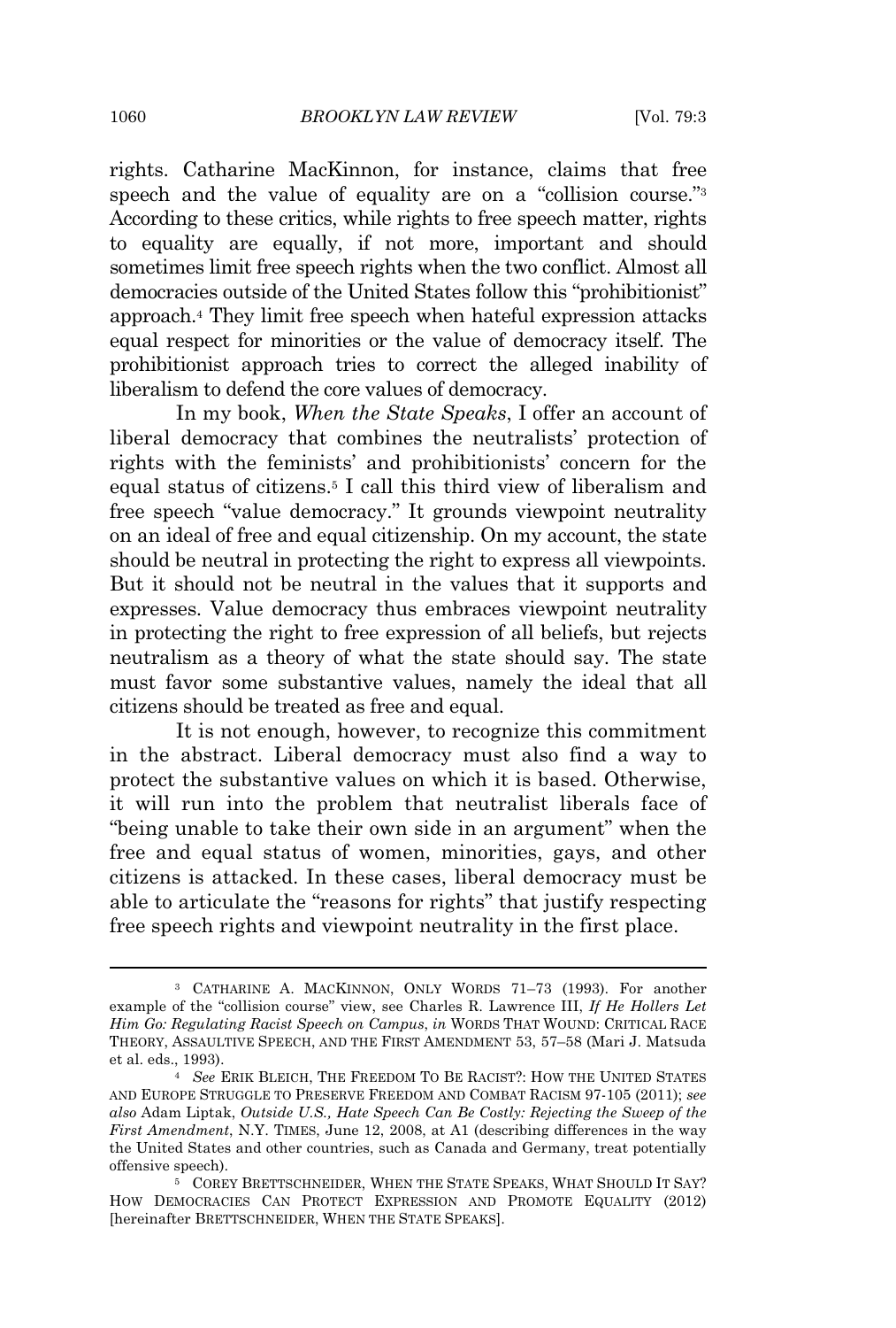rights. Catharine MacKinnon, for instance, claims that free speech and the value of equality are on a "collision course."[3] According to these critics, while rights to free speech matter, rights to equality are equally, if not more, important and should sometimes limit free speech rights when the two conflict. Almost all democracies outside of the United States follow this "prohibitionist" approach.[4] They limit free speech when hateful expression attacks equal respect for minorities or the value of democracy itself. The prohibitionist approach tries to correct the alleged inability of liberalism to defend the core values of democracy.

In my book, *When the State Speaks*, I offer an account of liberal democracy that combines the neutralists' protection of rights with the feminists' and prohibitionists' concern for the equal status of citizens.[5] I call this third view of liberalism and free speech "value democracy." It grounds viewpoint neutrality on an ideal of free and equal citizenship. On my account, the state should be neutral in protecting the right to express all viewpoints. But it should not be neutral in the values that it supports and expresses. Value democracy thus embraces viewpoint neutrality in protecting the right to free expression of all beliefs, but rejects neutralism as a theory of what the state should say. The state must favor some substantive values, namely the ideal that all citizens should be treated as free and equal.

It is not enough, however, to recognize this commitment in the abstract. Liberal democracy must also find a way to protect the substantive values on which it is based. Otherwise, it will run into the problem that neutralist liberals face of "being unable to take their own side in an argument" when the free and equal status of women, minorities, gays, and other citizens is attacked. In these cases, liberal democracy must be able to articulate the "reasons for rights" that justify respecting free speech rights and viewpoint neutrality in the first place.

---

[3] CATHARINE A. MACKINNON, ONLY WORDS 71–73 (1993). For another example of the "collision course" view, see Charles R. Lawrence III, *If He Hollers Let Him Go: Regulating Racist Speech on Campus*, *in* WORDS THAT WOUND: CRITICAL RACE THEORY, ASSAULTIVE SPEECH, AND THE FIRST AMENDMENT 53, 57–58 (Mari J. Matsuda et al. eds., 1993).

[4] *See* ERIK BLEICH, THE FREEDOM TO BE RACIST?: HOW THE UNITED STATES AND EUROPE STRUGGLE TO PRESERVE FREEDOM AND COMBAT RACISM 97-105 (2011); *see also* Adam Liptak, *Outside U.S., Hate Speech Can Be Costly: Rejecting the Sweep of the First Amendment*, N.Y. TIMES, June 12, 2008, at A1 (describing differences in the way the United States and other countries, such as Canada and Germany, treat potentially offensive speech).

[5] COREY BRETTSCHNEIDER, WHEN THE STATE SPEAKS, WHAT SHOULD IT SAY? HOW DEMOCRACIES CAN PROTECT EXPRESSION AND PROMOTE EQUALITY (2012) [hereinafter BRETTSCHNEIDER, WHEN THE STATE SPEAKS].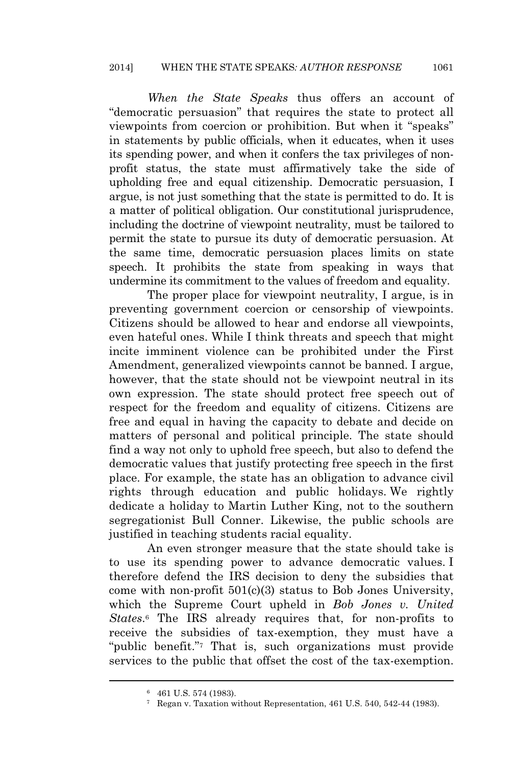*When the State Speaks* thus offers an account of "democratic persuasion" that requires the state to protect all viewpoints from coercion or prohibition. But when it "speaks" in statements by public officials, when it educates, when it uses its spending power, and when it confers the tax privileges of non-profit status, the state must affirmatively take the side of upholding free and equal citizenship. Democratic persuasion, I argue, is not just something that the state is permitted to do. It is a matter of political obligation. Our constitutional jurisprudence, including the doctrine of viewpoint neutrality, must be tailored to permit the state to pursue its duty of democratic persuasion. At the same time, democratic persuasion places limits on state speech. It prohibits the state from speaking in ways that undermine its commitment to the values of freedom and equality.

The proper place for viewpoint neutrality, I argue, is in preventing government coercion or censorship of viewpoints. Citizens should be allowed to hear and endorse all viewpoints, even hateful ones. While I think threats and speech that might incite imminent violence can be prohibited under the First Amendment, generalized viewpoints cannot be banned. I argue, however, that the state should not be viewpoint neutral in its own expression. The state should protect free speech out of respect for the freedom and equality of citizens. Citizens are free and equal in having the capacity to debate and decide on matters of personal and political principle. The state should find a way not only to uphold free speech, but also to defend the democratic values that justify protecting free speech in the first place. For example, the state has an obligation to advance civil rights through education and public holidays. We rightly dedicate a holiday to Martin Luther King, not to the southern segregationist Bull Conner. Likewise, the public schools are justified in teaching students racial equality.

An even stronger measure that the state should take is to use its spending power to advance democratic values. I therefore defend the IRS decision to deny the subsidies that come with non-profit 501(c)(3) status to Bob Jones University, which the Supreme Court upheld in *Bob Jones v. United States*.[6] The IRS already requires that, for non-profits to receive the subsidies of tax-exemption, they must have a "public benefit."[7] That is, such organizations must provide services to the public that offset the cost of the tax-exemption.

---

[6] 461 U.S. 574 (1983).

[7] Regan v. Taxation without Representation, 461 U.S. 540, 542-44 (1983).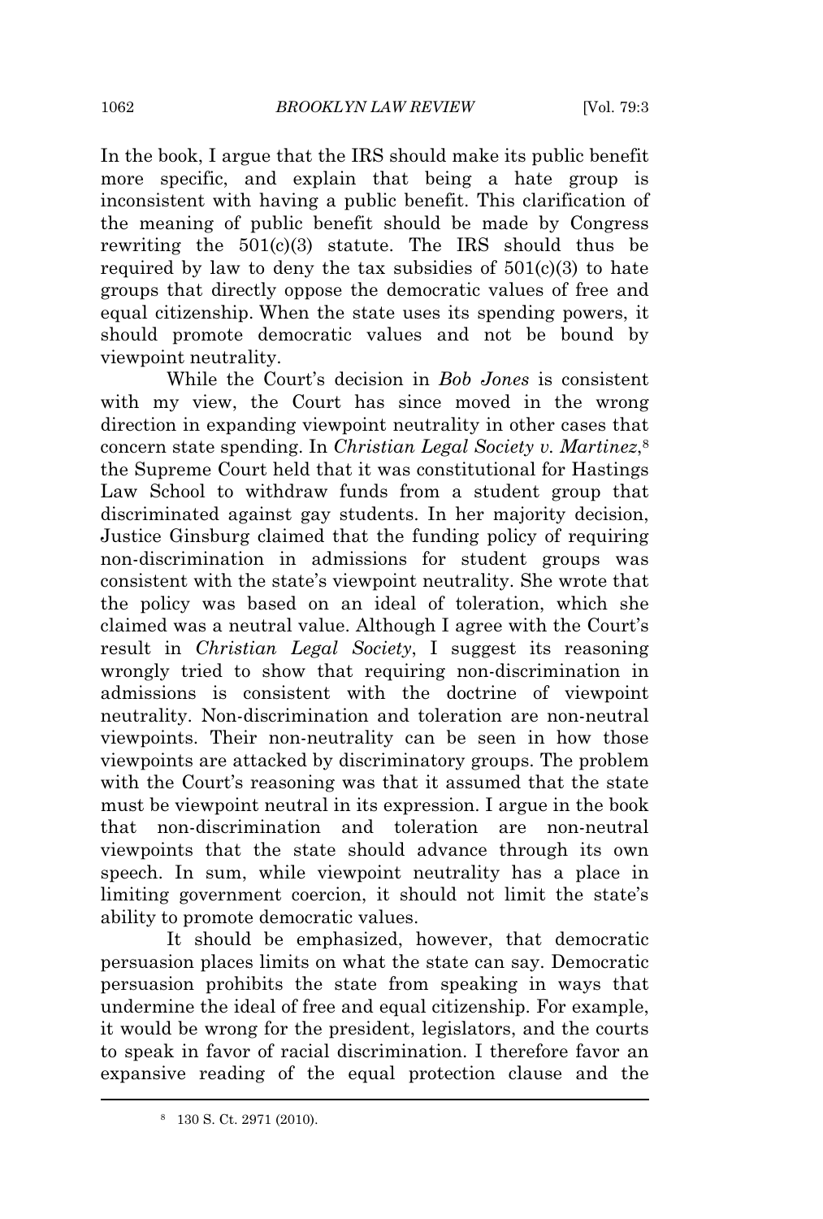In the book, I argue that the IRS should make its public benefit more specific, and explain that being a hate group is inconsistent with having a public benefit. This clarification of the meaning of public benefit should be made by Congress rewriting the 501(c)(3) statute. The IRS should thus be required by law to deny the tax subsidies of 501(c)(3) to hate groups that directly oppose the democratic values of free and equal citizenship. When the state uses its spending powers, it should promote democratic values and not be bound by viewpoint neutrality.

While the Court's decision in *Bob Jones* is consistent with my view, the Court has since moved in the wrong direction in expanding viewpoint neutrality in other cases that concern state spending. In *Christian Legal Society v. Martinez*,[8] the Supreme Court held that it was constitutional for Hastings Law School to withdraw funds from a student group that discriminated against gay students. In her majority decision, Justice Ginsburg claimed that the funding policy of requiring non-discrimination in admissions for student groups was consistent with the state's viewpoint neutrality. She wrote that the policy was based on an ideal of toleration, which she claimed was a neutral value. Although I agree with the Court's result in *Christian Legal Society*, I suggest its reasoning wrongly tried to show that requiring non-discrimination in admissions is consistent with the doctrine of viewpoint neutrality. Non-discrimination and toleration are non-neutral viewpoints. Their non-neutrality can be seen in how those viewpoints are attacked by discriminatory groups. The problem with the Court's reasoning was that it assumed that the state must be viewpoint neutral in its expression. I argue in the book that non-discrimination and toleration are non-neutral viewpoints that the state should advance through its own speech. In sum, while viewpoint neutrality has a place in limiting government coercion, it should not limit the state's ability to promote democratic values.

It should be emphasized, however, that democratic persuasion places limits on what the state can say. Democratic persuasion prohibits the state from speaking in ways that undermine the ideal of free and equal citizenship. For example, it would be wrong for the president, legislators, and the courts to speak in favor of racial discrimination. I therefore favor an expansive reading of the equal protection clause and the

[8] 130 S. Ct. 2971 (2010).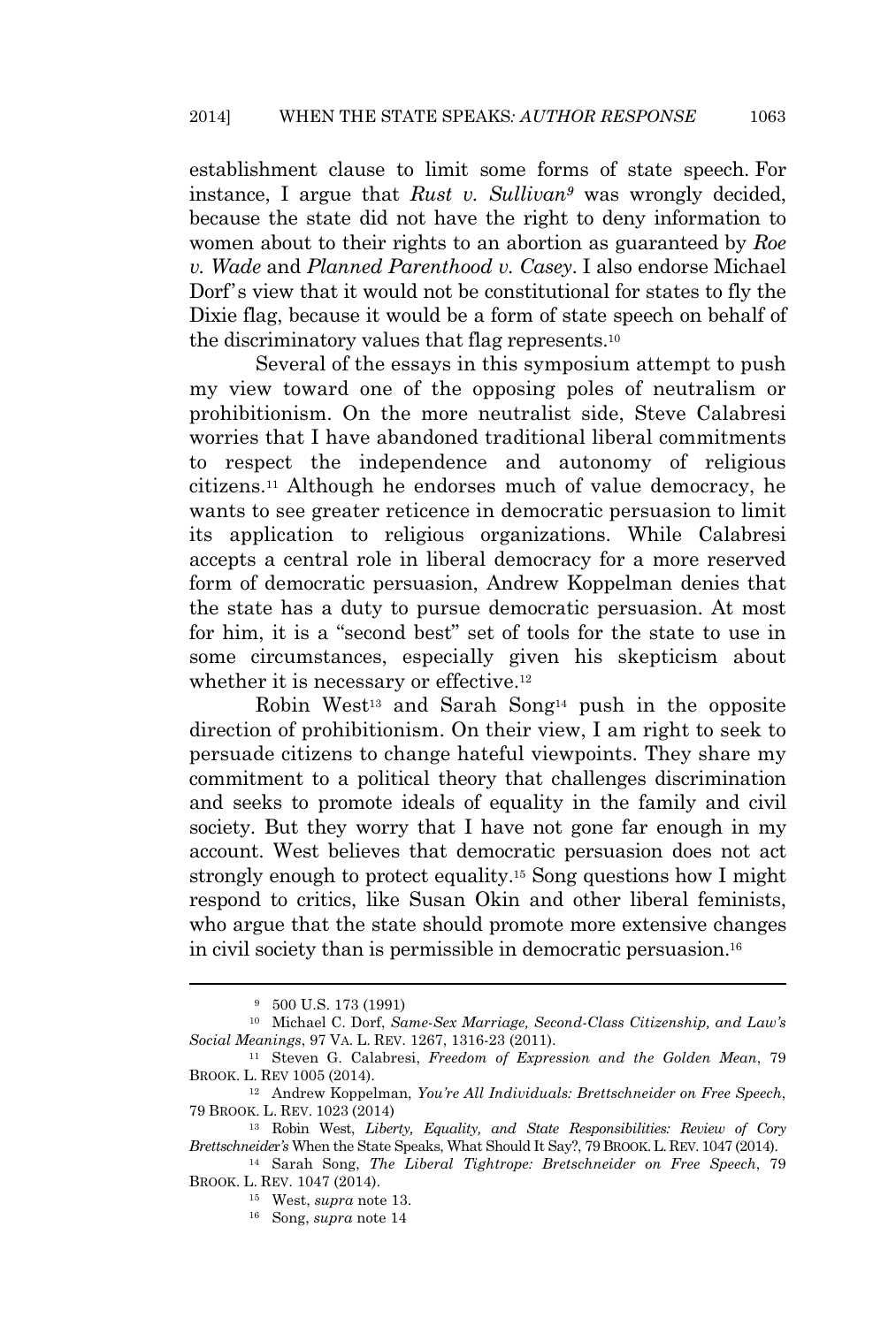establishment clause to limit some forms of state speech. For instance, I argue that *Rust v. Sullivan*[9] was wrongly decided, because the state did not have the right to deny information to women about to their rights to an abortion as guaranteed by *Roe v. Wade* and *Planned Parenthood v. Casey*. I also endorse Michael Dorf's view that it would not be constitutional for states to fly the Dixie flag, because it would be a form of state speech on behalf of the discriminatory values that flag represents.[10]

Several of the essays in this symposium attempt to push my view toward one of the opposing poles of neutralism or prohibitionism. On the more neutralist side, Steve Calabresi worries that I have abandoned traditional liberal commitments to respect the independence and autonomy of religious citizens.[11] Although he endorses much of value democracy, he wants to see greater reticence in democratic persuasion to limit its application to religious organizations. While Calabresi accepts a central role in liberal democracy for a more reserved form of democratic persuasion, Andrew Koppelman denies that the state has a duty to pursue democratic persuasion. At most for him, it is a "second best" set of tools for the state to use in some circumstances, especially given his skepticism about whether it is necessary or effective.[12]

Robin West[13] and Sarah Song[14] push in the opposite direction of prohibitionism. On their view, I am right to seek to persuade citizens to change hateful viewpoints. They share my commitment to a political theory that challenges discrimination and seeks to promote ideals of equality in the family and civil society. But they worry that I have not gone far enough in my account. West believes that democratic persuasion does not act strongly enough to protect equality.[15] Song questions how I might respond to critics, like Susan Okin and other liberal feminists, who argue that the state should promote more extensive changes in civil society than is permissible in democratic persuasion.[16]

---

[9] 500 U.S. 173 (1991)

[10] Michael C. Dorf, *Same-Sex Marriage, Second-Class Citizenship, and Law's Social Meanings*, 97 VA. L. REV. 1267, 1316-23 (2011).

[11] Steven G. Calabresi, *Freedom of Expression and the Golden Mean*, 79 BROOK. L. REV 1005 (2014).

[12] Andrew Koppelman, *You're All Individuals: Brettschneider on Free Speech*, 79 BROOK. L. REV. 1023 (2014)

[13] Robin West, *Liberty, Equality, and State Responsibilities: Review of Cory Brettschneider's* When the State Speaks, What Should It Say?, 79 BROOK. L. REV. 1047 (2014).

[14] Sarah Song, *The Liberal Tightrope: Bretschneider on Free Speech*, 79 BROOK. L. REV. 1047 (2014).

[15] West, *supra* note 13.

[16] Song, *supra* note 14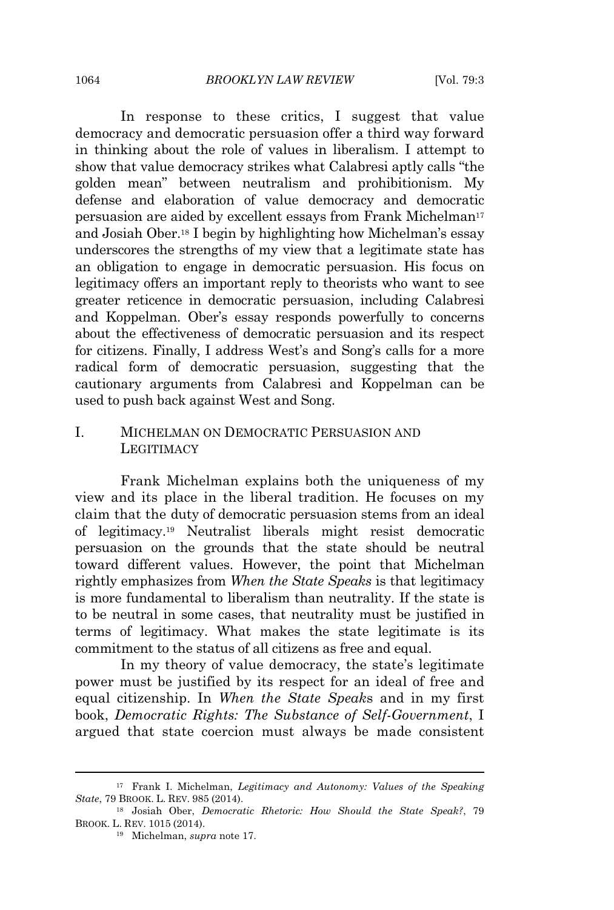In response to these critics, I suggest that value democracy and democratic persuasion offer a third way forward in thinking about the role of values in liberalism. I attempt to show that value democracy strikes what Calabresi aptly calls "the golden mean" between neutralism and prohibitionism. My defense and elaboration of value democracy and democratic persuasion are aided by excellent essays from Frank Michelman[17] and Josiah Ober.[18] I begin by highlighting how Michelman's essay underscores the strengths of my view that a legitimate state has an obligation to engage in democratic persuasion. His focus on legitimacy offers an important reply to theorists who want to see greater reticence in democratic persuasion, including Calabresi and Koppelman. Ober's essay responds powerfully to concerns about the effectiveness of democratic persuasion and its respect for citizens. Finally, I address West's and Song's calls for a more radical form of democratic persuasion, suggesting that the cautionary arguments from Calabresi and Koppelman can be used to push back against West and Song.

## I. MICHELMAN ON DEMOCRATIC PERSUASION AND LEGITIMACY

Frank Michelman explains both the uniqueness of my view and its place in the liberal tradition. He focuses on my claim that the duty of democratic persuasion stems from an ideal of legitimacy.[19] Neutralist liberals might resist democratic persuasion on the grounds that the state should be neutral toward different values. However, the point that Michelman rightly emphasizes from *When the State Speaks* is that legitimacy is more fundamental to liberalism than neutrality. If the state is to be neutral in some cases, that neutrality must be justified in terms of legitimacy. What makes the state legitimate is its commitment to the status of all citizens as free and equal.

In my theory of value democracy, the state's legitimate power must be justified by its respect for an ideal of free and equal citizenship. In *When the State Speaks* and in my first book, *Democratic Rights: The Substance of Self-Government*, I argued that state coercion must always be made consistent

---

[17] Frank I. Michelman, *Legitimacy and Autonomy: Values of the Speaking State*, 79 BROOK. L. REV. 985 (2014).

[18] Josiah Ober, *Democratic Rhetoric: How Should the State Speak?*, 79 BROOK. L. REV. 1015 (2014).

[19] Michelman, *supra* note 17.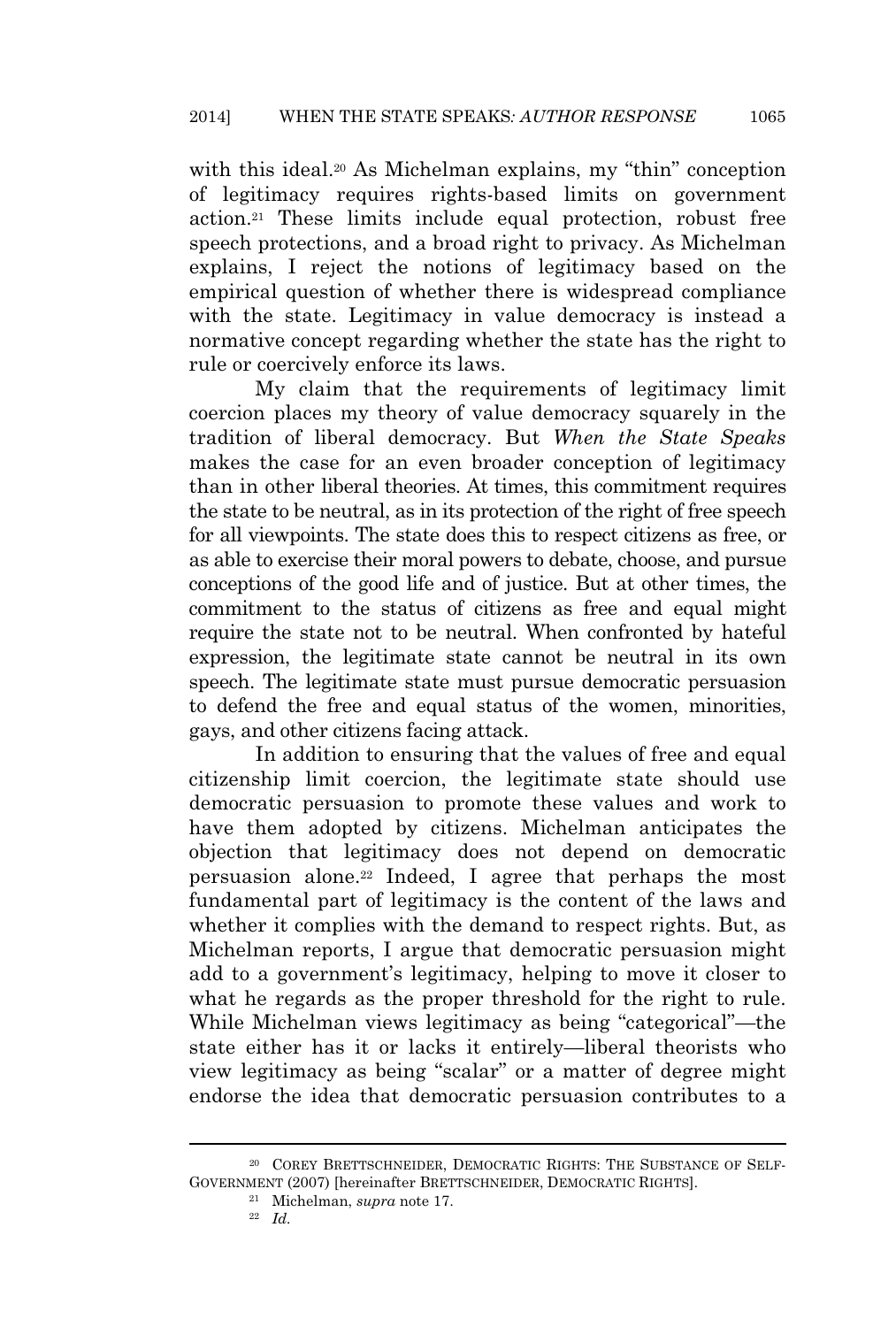with this ideal.[20] As Michelman explains, my "thin" conception of legitimacy requires rights-based limits on government action.[21] These limits include equal protection, robust free speech protections, and a broad right to privacy. As Michelman explains, I reject the notions of legitimacy based on the empirical question of whether there is widespread compliance with the state. Legitimacy in value democracy is instead a normative concept regarding whether the state has the right to rule or coercively enforce its laws.

My claim that the requirements of legitimacy limit coercion places my theory of value democracy squarely in the tradition of liberal democracy. But *When the State Speaks* makes the case for an even broader conception of legitimacy than in other liberal theories. At times, this commitment requires the state to be neutral, as in its protection of the right of free speech for all viewpoints. The state does this to respect citizens as free, or as able to exercise their moral powers to debate, choose, and pursue conceptions of the good life and of justice. But at other times, the commitment to the status of citizens as free and equal might require the state not to be neutral. When confronted by hateful expression, the legitimate state cannot be neutral in its own speech. The legitimate state must pursue democratic persuasion to defend the free and equal status of the women, minorities, gays, and other citizens facing attack.

In addition to ensuring that the values of free and equal citizenship limit coercion, the legitimate state should use democratic persuasion to promote these values and work to have them adopted by citizens. Michelman anticipates the objection that legitimacy does not depend on democratic persuasion alone.[22] Indeed, I agree that perhaps the most fundamental part of legitimacy is the content of the laws and whether it complies with the demand to respect rights. But, as Michelman reports, I argue that democratic persuasion might add to a government's legitimacy, helping to move it closer to what he regards as the proper threshold for the right to rule. While Michelman views legitimacy as being "categorical"—the state either has it or lacks it entirely—liberal theorists who view legitimacy as being "scalar" or a matter of degree might endorse the idea that democratic persuasion contributes to a

---

[20] COREY BRETTSCHNEIDER, DEMOCRATIC RIGHTS: THE SUBSTANCE OF SELF-GOVERNMENT (2007) [hereinafter BRETTSCHNEIDER, DEMOCRATIC RIGHTS].

[21] Michelman, *supra* note 17.

[22] *Id.*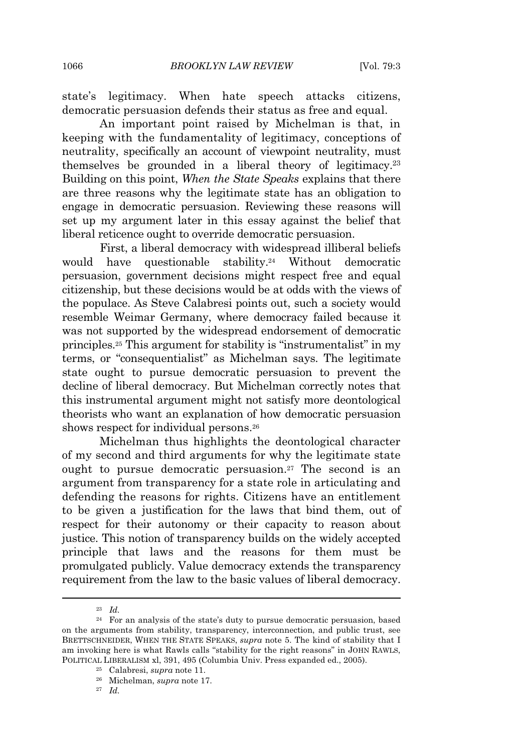state's legitimacy. When hate speech attacks citizens, democratic persuasion defends their status as free and equal.

An important point raised by Michelman is that, in keeping with the fundamentality of legitimacy, conceptions of neutrality, specifically an account of viewpoint neutrality, must themselves be grounded in a liberal theory of legitimacy.[23] Building on this point, *When the State Speaks* explains that there are three reasons why the legitimate state has an obligation to engage in democratic persuasion. Reviewing these reasons will set up my argument later in this essay against the belief that liberal reticence ought to override democratic persuasion.

First, a liberal democracy with widespread illiberal beliefs would have questionable stability.[24] Without democratic persuasion, government decisions might respect free and equal citizenship, but these decisions would be at odds with the views of the populace. As Steve Calabresi points out, such a society would resemble Weimar Germany, where democracy failed because it was not supported by the widespread endorsement of democratic principles.[25] This argument for stability is "instrumentalist" in my terms, or "consequentialist" as Michelman says. The legitimate state ought to pursue democratic persuasion to prevent the decline of liberal democracy. But Michelman correctly notes that this instrumental argument might not satisfy more deontological theorists who want an explanation of how democratic persuasion shows respect for individual persons.[26]

Michelman thus highlights the deontological character of my second and third arguments for why the legitimate state ought to pursue democratic persuasion.[27] The second is an argument from transparency for a state role in articulating and defending the reasons for rights. Citizens have an entitlement to be given a justification for the laws that bind them, out of respect for their autonomy or their capacity to reason about justice. This notion of transparency builds on the widely accepted principle that laws and the reasons for them must be promulgated publicly. Value democracy extends the transparency requirement from the law to the basic values of liberal democracy.

---

[23] *Id.*

[24] For an analysis of the state's duty to pursue democratic persuasion, based on the arguments from stability, transparency, interconnection, and public trust, see BRETTSCHNEIDER, WHEN THE STATE SPEAKS, *supra* note 5. The kind of stability that I am invoking here is what Rawls calls "stability for the right reasons" in JOHN RAWLS, POLITICAL LIBERALISM xl, 391, 495 (Columbia Univ. Press expanded ed., 2005).

[25] Calabresi, *supra* note 11.

[26] Michelman, *supra* note 17.

[27] *Id.*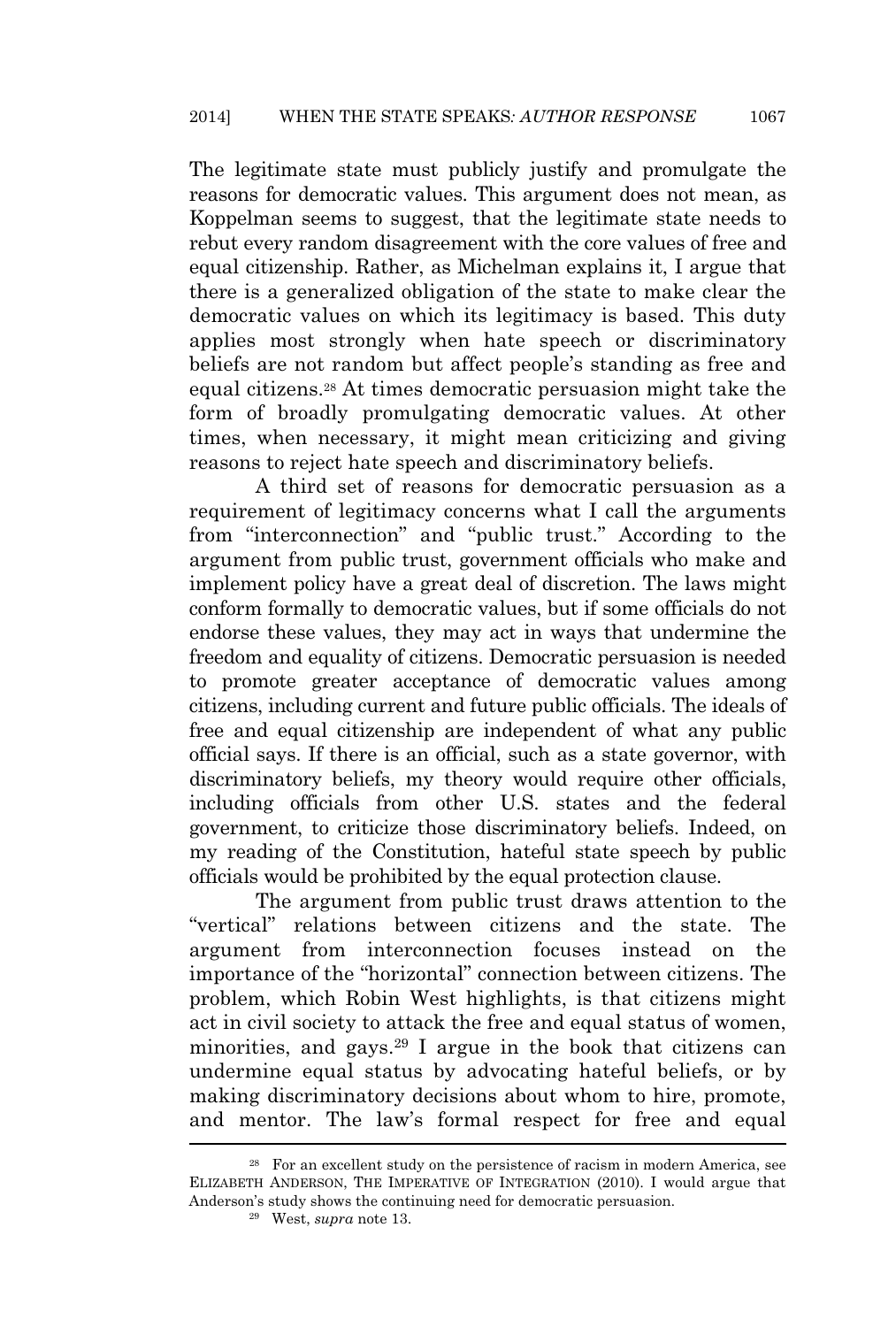The legitimate state must publicly justify and promulgate the reasons for democratic values. This argument does not mean, as Koppelman seems to suggest, that the legitimate state needs to rebut every random disagreement with the core values of free and equal citizenship. Rather, as Michelman explains it, I argue that there is a generalized obligation of the state to make clear the democratic values on which its legitimacy is based. This duty applies most strongly when hate speech or discriminatory beliefs are not random but affect people's standing as free and equal citizens.[28] At times democratic persuasion might take the form of broadly promulgating democratic values. At other times, when necessary, it might mean criticizing and giving reasons to reject hate speech and discriminatory beliefs.

A third set of reasons for democratic persuasion as a requirement of legitimacy concerns what I call the arguments from "interconnection" and "public trust." According to the argument from public trust, government officials who make and implement policy have a great deal of discretion. The laws might conform formally to democratic values, but if some officials do not endorse these values, they may act in ways that undermine the freedom and equality of citizens. Democratic persuasion is needed to promote greater acceptance of democratic values among citizens, including current and future public officials. The ideals of free and equal citizenship are independent of what any public official says. If there is an official, such as a state governor, with discriminatory beliefs, my theory would require other officials, including officials from other U.S. states and the federal government, to criticize those discriminatory beliefs. Indeed, on my reading of the Constitution, hateful state speech by public officials would be prohibited by the equal protection clause.

The argument from public trust draws attention to the "vertical" relations between citizens and the state. The argument from interconnection focuses instead on the importance of the "horizontal" connection between citizens. The problem, which Robin West highlights, is that citizens might act in civil society to attack the free and equal status of women, minorities, and gays.[29] I argue in the book that citizens can undermine equal status by advocating hateful beliefs, or by making discriminatory decisions about whom to hire, promote, and mentor. The law's formal respect for free and equal

---

[28] For an excellent study on the persistence of racism in modern America, see ELIZABETH ANDERSON, THE IMPERATIVE OF INTEGRATION (2010). I would argue that Anderson's study shows the continuing need for democratic persuasion.

[29] West, *supra* note 13.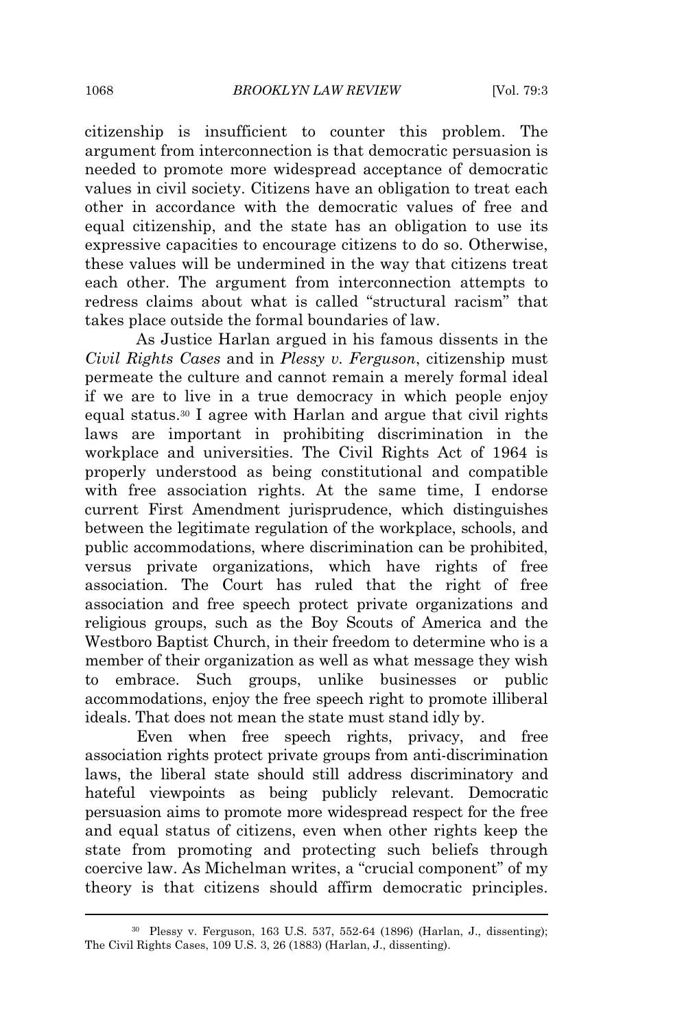citizenship is insufficient to counter this problem. The argument from interconnection is that democratic persuasion is needed to promote more widespread acceptance of democratic values in civil society. Citizens have an obligation to treat each other in accordance with the democratic values of free and equal citizenship, and the state has an obligation to use its expressive capacities to encourage citizens to do so. Otherwise, these values will be undermined in the way that citizens treat each other. The argument from interconnection attempts to redress claims about what is called "structural racism" that takes place outside the formal boundaries of law.

As Justice Harlan argued in his famous dissents in the *Civil Rights Cases* and in *Plessy v. Ferguson*, citizenship must permeate the culture and cannot remain a merely formal ideal if we are to live in a true democracy in which people enjoy equal status.[30] I agree with Harlan and argue that civil rights laws are important in prohibiting discrimination in the workplace and universities. The Civil Rights Act of 1964 is properly understood as being constitutional and compatible with free association rights. At the same time, I endorse current First Amendment jurisprudence, which distinguishes between the legitimate regulation of the workplace, schools, and public accommodations, where discrimination can be prohibited, versus private organizations, which have rights of free association. The Court has ruled that the right of free association and free speech protect private organizations and religious groups, such as the Boy Scouts of America and the Westboro Baptist Church, in their freedom to determine who is a member of their organization as well as what message they wish to embrace. Such groups, unlike businesses or public accommodations, enjoy the free speech right to promote illiberal ideals. That does not mean the state must stand idly by.

Even when free speech rights, privacy, and free association rights protect private groups from anti-discrimination laws, the liberal state should still address discriminatory and hateful viewpoints as being publicly relevant. Democratic persuasion aims to promote more widespread respect for the free and equal status of citizens, even when other rights keep the state from promoting and protecting such beliefs through coercive law. As Michelman writes, a "crucial component" of my theory is that citizens should affirm democratic principles.

---

[30] Plessy v. Ferguson, 163 U.S. 537, 552-64 (1896) (Harlan, J., dissenting); The Civil Rights Cases, 109 U.S. 3, 26 (1883) (Harlan, J., dissenting).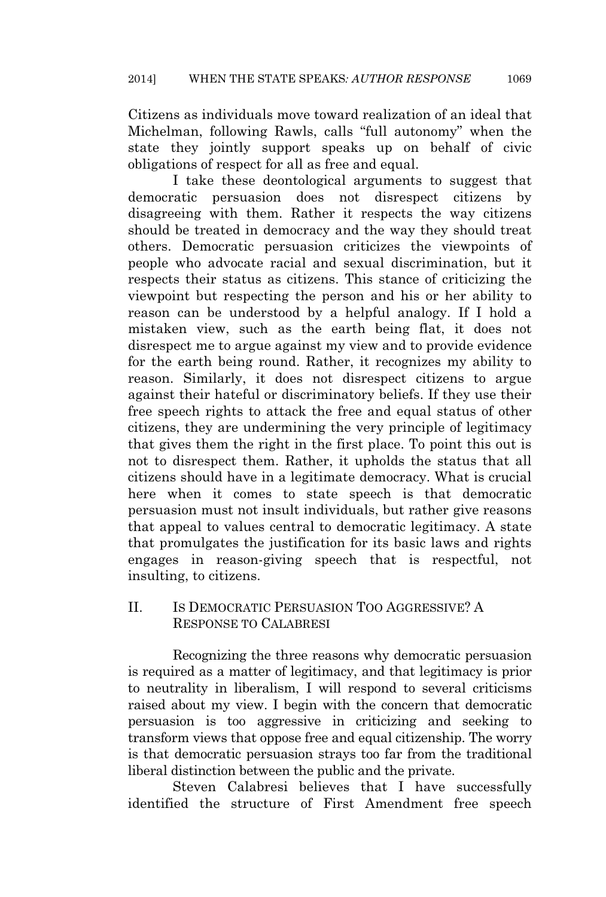Citizens as individuals move toward realization of an ideal that Michelman, following Rawls, calls "full autonomy" when the state they jointly support speaks up on behalf of civic obligations of respect for all as free and equal.

I take these deontological arguments to suggest that democratic persuasion does not disrespect citizens by disagreeing with them. Rather it respects the way citizens should be treated in democracy and the way they should treat others. Democratic persuasion criticizes the viewpoints of people who advocate racial and sexual discrimination, but it respects their status as citizens. This stance of criticizing the viewpoint but respecting the person and his or her ability to reason can be understood by a helpful analogy. If I hold a mistaken view, such as the earth being flat, it does not disrespect me to argue against my view and to provide evidence for the earth being round. Rather, it recognizes my ability to reason. Similarly, it does not disrespect citizens to argue against their hateful or discriminatory beliefs. If they use their free speech rights to attack the free and equal status of other citizens, they are undermining the very principle of legitimacy that gives them the right in the first place. To point this out is not to disrespect them. Rather, it upholds the status that all citizens should have in a legitimate democracy. What is crucial here when it comes to state speech is that democratic persuasion must not insult individuals, but rather give reasons that appeal to values central to democratic legitimacy. A state that promulgates the justification for its basic laws and rights engages in reason-giving speech that is respectful, not insulting, to citizens.

## II. IS DEMOCRATIC PERSUASION TOO AGGRESSIVE? A RESPONSE TO CALABRESI

Recognizing the three reasons why democratic persuasion is required as a matter of legitimacy, and that legitimacy is prior to neutrality in liberalism, I will respond to several criticisms raised about my view. I begin with the concern that democratic persuasion is too aggressive in criticizing and seeking to transform views that oppose free and equal citizenship. The worry is that democratic persuasion strays too far from the traditional liberal distinction between the public and the private.

Steven Calabresi believes that I have successfully identified the structure of First Amendment free speech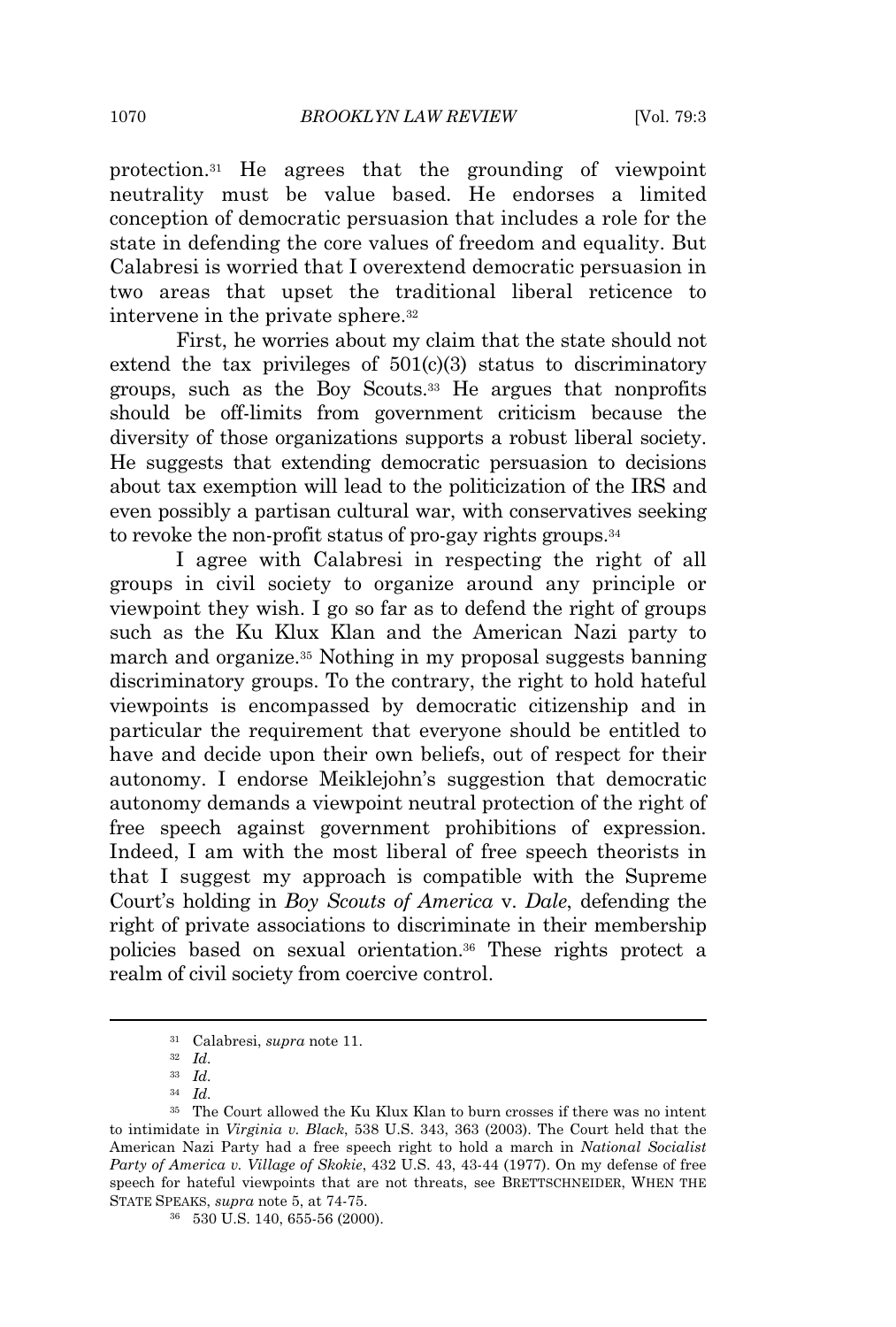protection.[31] He agrees that the grounding of viewpoint neutrality must be value based. He endorses a limited conception of democratic persuasion that includes a role for the state in defending the core values of freedom and equality. But Calabresi is worried that I overextend democratic persuasion in two areas that upset the traditional liberal reticence to intervene in the private sphere.[32]

First, he worries about my claim that the state should not extend the tax privileges of 501(c)(3) status to discriminatory groups, such as the Boy Scouts.[33] He argues that nonprofits should be off-limits from government criticism because the diversity of those organizations supports a robust liberal society. He suggests that extending democratic persuasion to decisions about tax exemption will lead to the politicization of the IRS and even possibly a partisan cultural war, with conservatives seeking to revoke the non-profit status of pro-gay rights groups.[34]

I agree with Calabresi in respecting the right of all groups in civil society to organize around any principle or viewpoint they wish. I go so far as to defend the right of groups such as the Ku Klux Klan and the American Nazi party to march and organize.[35] Nothing in my proposal suggests banning discriminatory groups. To the contrary, the right to hold hateful viewpoints is encompassed by democratic citizenship and in particular the requirement that everyone should be entitled to have and decide upon their own beliefs, out of respect for their autonomy. I endorse Meiklejohn's suggestion that democratic autonomy demands a viewpoint neutral protection of the right of free speech against government prohibitions of expression. Indeed, I am with the most liberal of free speech theorists in that I suggest my approach is compatible with the Supreme Court's holding in *Boy Scouts of America* v. *Dale*, defending the right of private associations to discriminate in their membership policies based on sexual orientation.[36] These rights protect a realm of civil society from coercive control.

---

[31] Calabresi, *supra* note 11.

[32] *Id.*

[33] *Id.*

[34] *Id.*

[35] The Court allowed the Ku Klux Klan to burn crosses if there was no intent to intimidate in *Virginia v. Black*, 538 U.S. 343, 363 (2003). The Court held that the American Nazi Party had a free speech right to hold a march in *National Socialist Party of America v. Village of Skokie*, 432 U.S. 43, 43-44 (1977). On my defense of free speech for hateful viewpoints that are not threats, see BRETTSCHNEIDER, WHEN THE STATE SPEAKS, *supra* note 5, at 74-75.

[36] 530 U.S. 140, 655-56 (2000).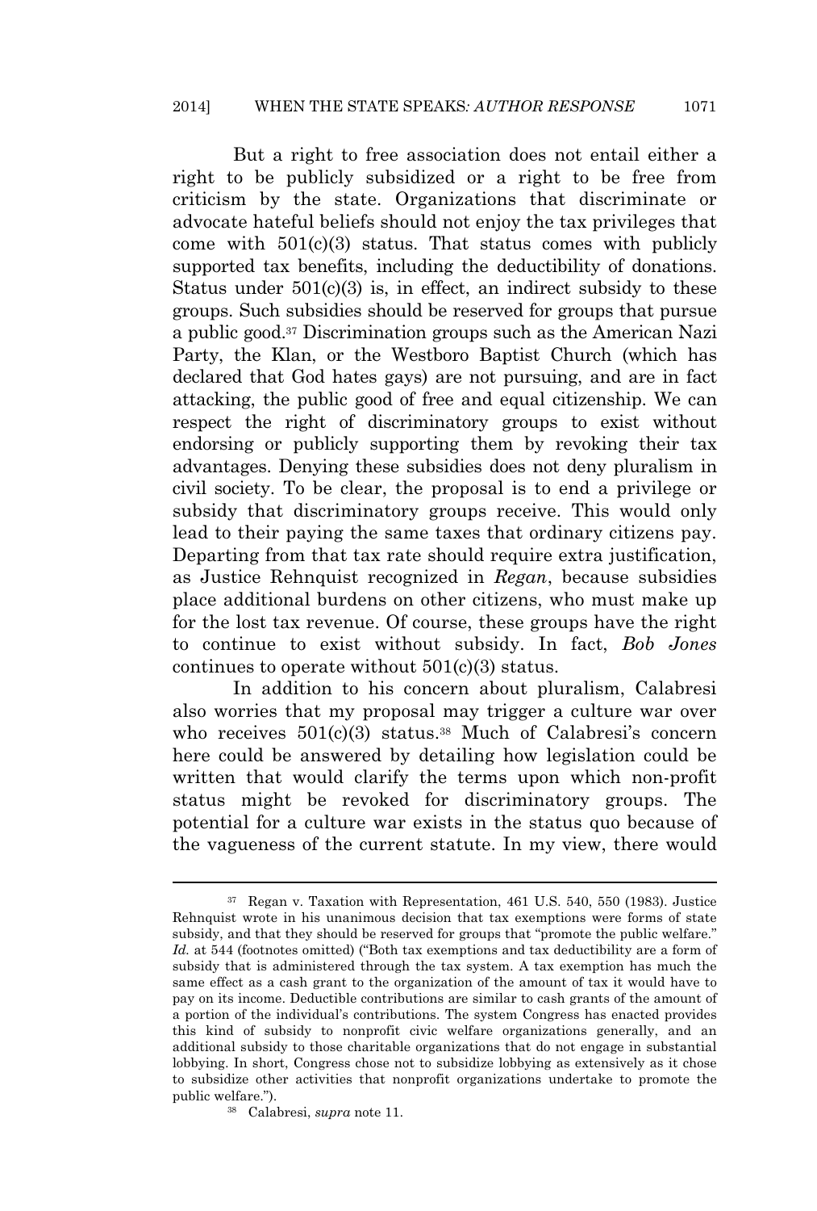But a right to free association does not entail either a right to be publicly subsidized or a right to be free from criticism by the state. Organizations that discriminate or advocate hateful beliefs should not enjoy the tax privileges that come with 501(c)(3) status. That status comes with publicly supported tax benefits, including the deductibility of donations. Status under 501(c)(3) is, in effect, an indirect subsidy to these groups. Such subsidies should be reserved for groups that pursue a public good.[37] Discrimination groups such as the American Nazi Party, the Klan, or the Westboro Baptist Church (which has declared that God hates gays) are not pursuing, and are in fact attacking, the public good of free and equal citizenship. We can respect the right of discriminatory groups to exist without endorsing or publicly supporting them by revoking their tax advantages. Denying these subsidies does not deny pluralism in civil society. To be clear, the proposal is to end a privilege or subsidy that discriminatory groups receive. This would only lead to their paying the same taxes that ordinary citizens pay. Departing from that tax rate should require extra justification, as Justice Rehnquist recognized in *Regan*, because subsidies place additional burdens on other citizens, who must make up for the lost tax revenue. Of course, these groups have the right to continue to exist without subsidy. In fact, *Bob Jones* continues to operate without 501(c)(3) status.

In addition to his concern about pluralism, Calabresi also worries that my proposal may trigger a culture war over who receives 501(c)(3) status.[38] Much of Calabresi's concern here could be answered by detailing how legislation could be written that would clarify the terms upon which non-profit status might be revoked for discriminatory groups. The potential for a culture war exists in the status quo because of the vagueness of the current statute. In my view, there would

---

[37] Regan v. Taxation with Representation, 461 U.S. 540, 550 (1983). Justice Rehnquist wrote in his unanimous decision that tax exemptions were forms of state subsidy, and that they should be reserved for groups that "promote the public welfare." *Id.* at 544 (footnotes omitted) ("Both tax exemptions and tax deductibility are a form of subsidy that is administered through the tax system. A tax exemption has much the same effect as a cash grant to the organization of the amount of tax it would have to pay on its income. Deductible contributions are similar to cash grants of the amount of a portion of the individual's contributions. The system Congress has enacted provides this kind of subsidy to nonprofit civic welfare organizations generally, and an additional subsidy to those charitable organizations that do not engage in substantial lobbying. In short, Congress chose not to subsidize lobbying as extensively as it chose to subsidize other activities that nonprofit organizations undertake to promote the public welfare.").

[38] Calabresi, *supra* note 11.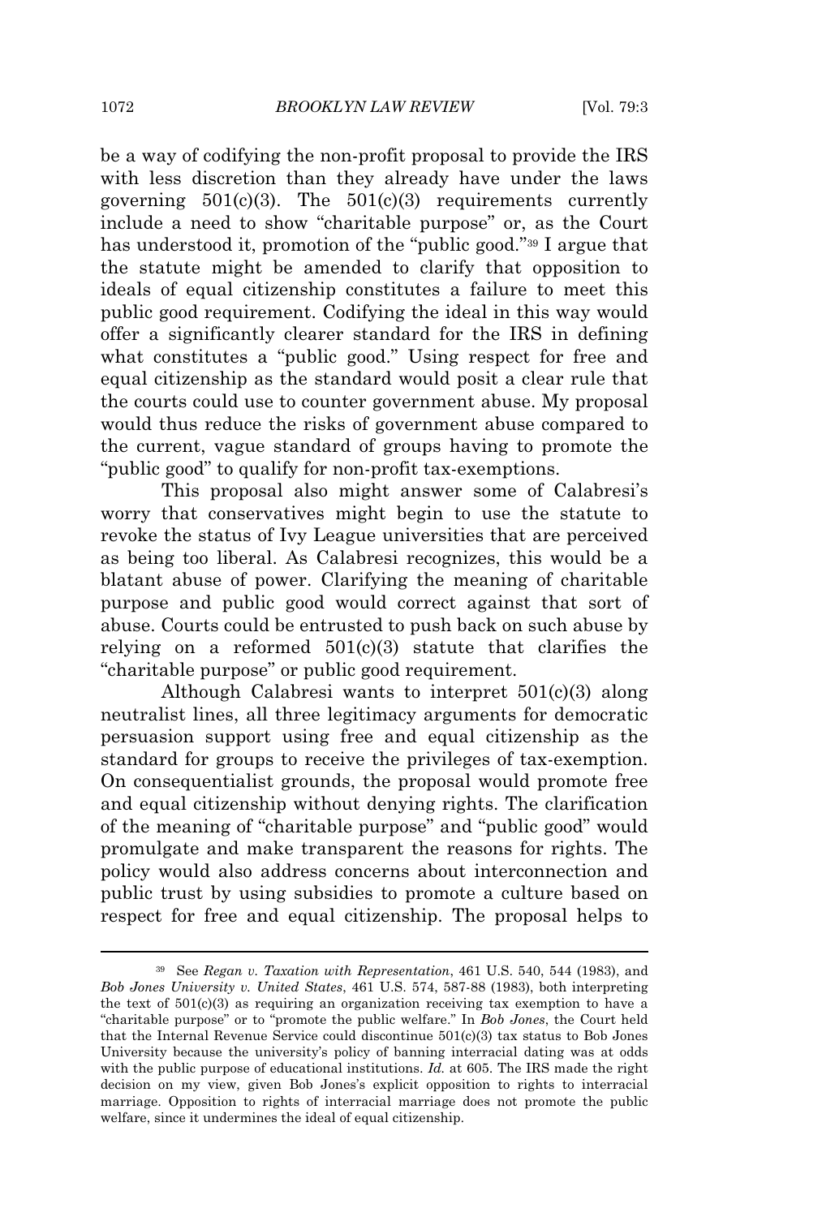be a way of codifying the non-profit proposal to provide the IRS with less discretion than they already have under the laws governing 501(c)(3). The 501(c)(3) requirements currently include a need to show "charitable purpose" or, as the Court has understood it, promotion of the "public good."[39] I argue that the statute might be amended to clarify that opposition to ideals of equal citizenship constitutes a failure to meet this public good requirement. Codifying the ideal in this way would offer a significantly clearer standard for the IRS in defining what constitutes a "public good." Using respect for free and equal citizenship as the standard would posit a clear rule that the courts could use to counter government abuse. My proposal would thus reduce the risks of government abuse compared to the current, vague standard of groups having to promote the "public good" to qualify for non-profit tax-exemptions.

This proposal also might answer some of Calabresi's worry that conservatives might begin to use the statute to revoke the status of Ivy League universities that are perceived as being too liberal. As Calabresi recognizes, this would be a blatant abuse of power. Clarifying the meaning of charitable purpose and public good would correct against that sort of abuse. Courts could be entrusted to push back on such abuse by relying on a reformed 501(c)(3) statute that clarifies the "charitable purpose" or public good requirement.

Although Calabresi wants to interpret 501(c)(3) along neutralist lines, all three legitimacy arguments for democratic persuasion support using free and equal citizenship as the standard for groups to receive the privileges of tax-exemption. On consequentialist grounds, the proposal would promote free and equal citizenship without denying rights. The clarification of the meaning of "charitable purpose" and "public good" would promulgate and make transparent the reasons for rights. The policy would also address concerns about interconnection and public trust by using subsidies to promote a culture based on respect for free and equal citizenship. The proposal helps to

---

[39] See *Regan v. Taxation with Representation*, 461 U.S. 540, 544 (1983), and *Bob Jones University v. United States*, 461 U.S. 574, 587-88 (1983), both interpreting the text of 501(c)(3) as requiring an organization receiving tax exemption to have a "charitable purpose" or to "promote the public welfare." In *Bob Jones*, the Court held that the Internal Revenue Service could discontinue 501(c)(3) tax status to Bob Jones University because the university's policy of banning interracial dating was at odds with the public purpose of educational institutions. *Id.* at 605. The IRS made the right decision on my view, given Bob Jones's explicit opposition to rights to interracial marriage. Opposition to rights of interracial marriage does not promote the public welfare, since it undermines the ideal of equal citizenship.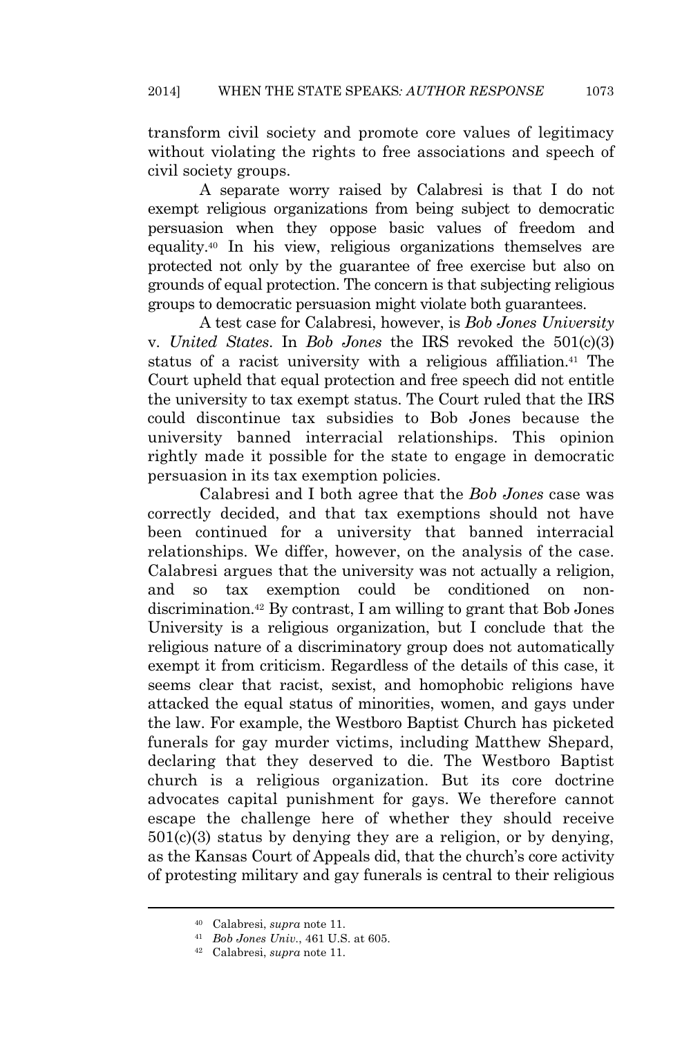transform civil society and promote core values of legitimacy without violating the rights to free associations and speech of civil society groups.

A separate worry raised by Calabresi is that I do not exempt religious organizations from being subject to democratic persuasion when they oppose basic values of freedom and equality.[40] In his view, religious organizations themselves are protected not only by the guarantee of free exercise but also on grounds of equal protection. The concern is that subjecting religious groups to democratic persuasion might violate both guarantees.

A test case for Calabresi, however, is *Bob Jones University* v. *United States*. In *Bob Jones* the IRS revoked the 501(c)(3) status of a racist university with a religious affiliation.[41] The Court upheld that equal protection and free speech did not entitle the university to tax exempt status. The Court ruled that the IRS could discontinue tax subsidies to Bob Jones because the university banned interracial relationships. This opinion rightly made it possible for the state to engage in democratic persuasion in its tax exemption policies.

Calabresi and I both agree that the *Bob Jones* case was correctly decided, and that tax exemptions should not have been continued for a university that banned interracial relationships. We differ, however, on the analysis of the case. Calabresi argues that the university was not actually a religion, and so tax exemption could be conditioned on non-discrimination.[42] By contrast, I am willing to grant that Bob Jones University is a religious organization, but I conclude that the religious nature of a discriminatory group does not automatically exempt it from criticism. Regardless of the details of this case, it seems clear that racist, sexist, and homophobic religions have attacked the equal status of minorities, women, and gays under the law. For example, the Westboro Baptist Church has picketed funerals for gay murder victims, including Matthew Shepard, declaring that they deserved to die. The Westboro Baptist church is a religious organization. But its core doctrine advocates capital punishment for gays. We therefore cannot escape the challenge here of whether they should receive 501(c)(3) status by denying they are a religion, or by denying, as the Kansas Court of Appeals did, that the church's core activity of protesting military and gay funerals is central to their religious

---

[40] Calabresi, *supra* note 11.

[41] *Bob Jones Univ.*, 461 U.S. at 605.

[42] Calabresi, *supra* note 11.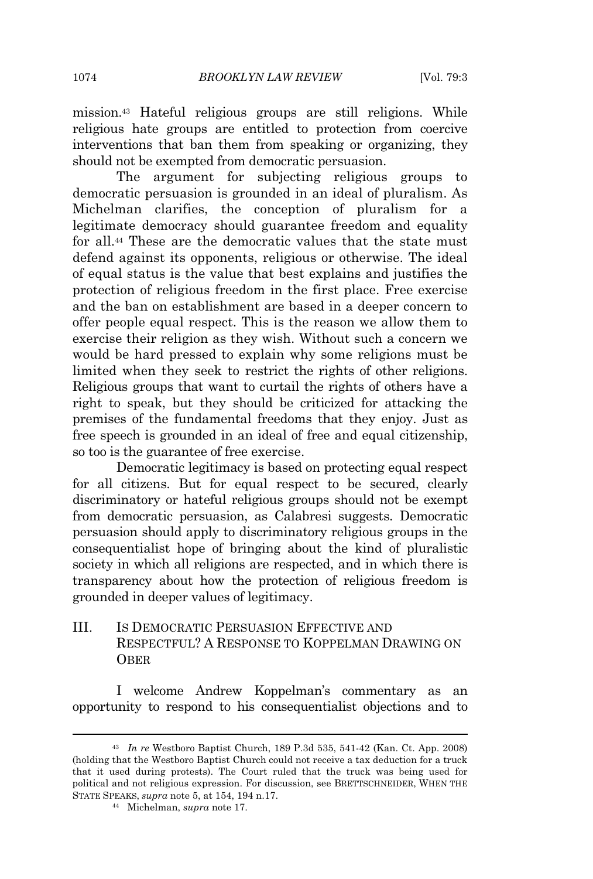mission.[43] Hateful religious groups are still religions. While religious hate groups are entitled to protection from coercive interventions that ban them from speaking or organizing, they should not be exempted from democratic persuasion.

The argument for subjecting religious groups to democratic persuasion is grounded in an ideal of pluralism. As Michelman clarifies, the conception of pluralism for a legitimate democracy should guarantee freedom and equality for all.[44] These are the democratic values that the state must defend against its opponents, religious or otherwise. The ideal of equal status is the value that best explains and justifies the protection of religious freedom in the first place. Free exercise and the ban on establishment are based in a deeper concern to offer people equal respect. This is the reason we allow them to exercise their religion as they wish. Without such a concern we would be hard pressed to explain why some religions must be limited when they seek to restrict the rights of other religions. Religious groups that want to curtail the rights of others have a right to speak, but they should be criticized for attacking the premises of the fundamental freedoms that they enjoy. Just as free speech is grounded in an ideal of free and equal citizenship, so too is the guarantee of free exercise.

Democratic legitimacy is based on protecting equal respect for all citizens. But for equal respect to be secured, clearly discriminatory or hateful religious groups should not be exempt from democratic persuasion, as Calabresi suggests. Democratic persuasion should apply to discriminatory religious groups in the consequentialist hope of bringing about the kind of pluralistic society in which all religions are respected, and in which there is transparency about how the protection of religious freedom is grounded in deeper values of legitimacy.

## III. IS DEMOCRATIC PERSUASION EFFECTIVE AND RESPECTFUL? A RESPONSE TO KOPPELMAN DRAWING ON OBER

I welcome Andrew Koppelman's commentary as an opportunity to respond to his consequentialist objections and to

---

[43] *In re* Westboro Baptist Church, 189 P.3d 535, 541-42 (Kan. Ct. App. 2008) (holding that the Westboro Baptist Church could not receive a tax deduction for a truck that it used during protests). The Court ruled that the truck was being used for political and not religious expression. For discussion, see BRETTSCHNEIDER, WHEN THE STATE SPEAKS, *supra* note 5, at 154, 194 n.17.

[44] Michelman, *supra* note 17.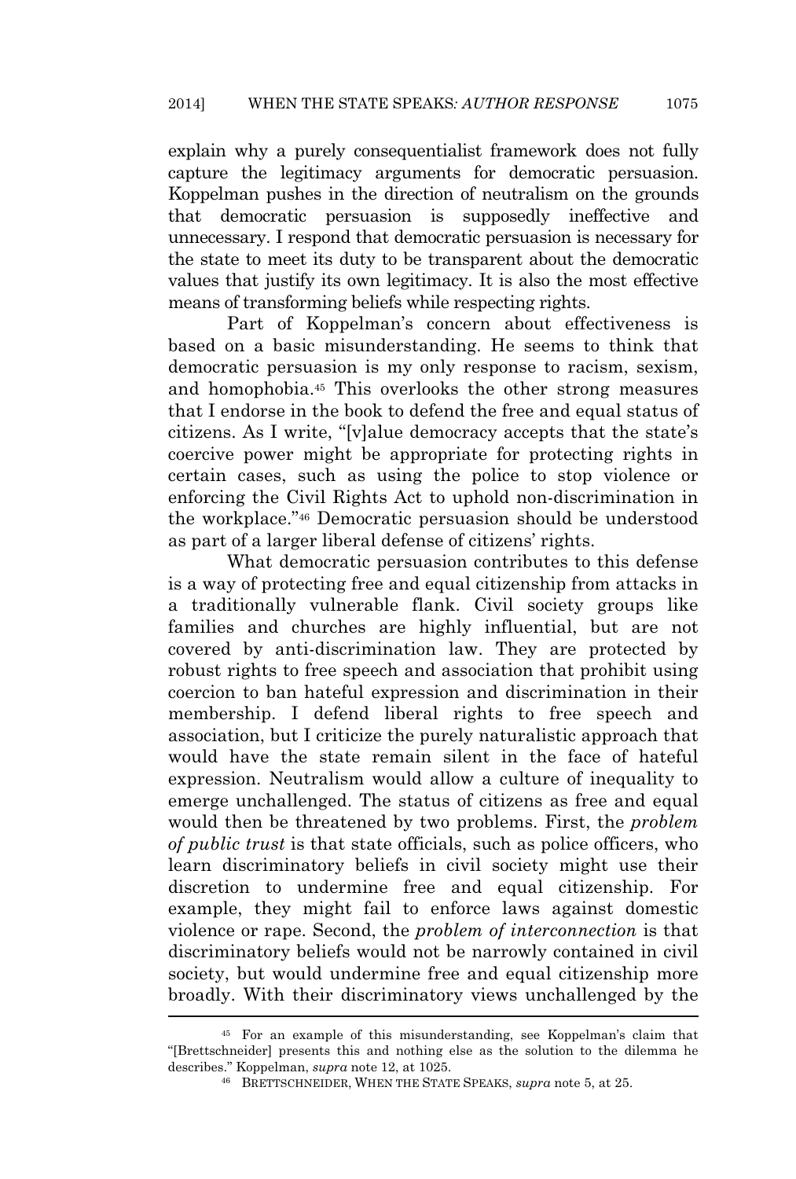explain why a purely consequentialist framework does not fully capture the legitimacy arguments for democratic persuasion. Koppelman pushes in the direction of neutralism on the grounds that democratic persuasion is supposedly ineffective and unnecessary. I respond that democratic persuasion is necessary for the state to meet its duty to be transparent about the democratic values that justify its own legitimacy. It is also the most effective means of transforming beliefs while respecting rights.

Part of Koppelman's concern about effectiveness is based on a basic misunderstanding. He seems to think that democratic persuasion is my only response to racism, sexism, and homophobia.[45] This overlooks the other strong measures that I endorse in the book to defend the free and equal status of citizens. As I write, "[v]alue democracy accepts that the state's coercive power might be appropriate for protecting rights in certain cases, such as using the police to stop violence or enforcing the Civil Rights Act to uphold non-discrimination in the workplace."[46] Democratic persuasion should be understood as part of a larger liberal defense of citizens' rights.

What democratic persuasion contributes to this defense is a way of protecting free and equal citizenship from attacks in a traditionally vulnerable flank. Civil society groups like families and churches are highly influential, but are not covered by anti-discrimination law. They are protected by robust rights to free speech and association that prohibit using coercion to ban hateful expression and discrimination in their membership. I defend liberal rights to free speech and association, but I criticize the purely naturalistic approach that would have the state remain silent in the face of hateful expression. Neutralism would allow a culture of inequality to emerge unchallenged. The status of citizens as free and equal would then be threatened by two problems. First, the *problem of public trust* is that state officials, such as police officers, who learn discriminatory beliefs in civil society might use their discretion to undermine free and equal citizenship. For example, they might fail to enforce laws against domestic violence or rape. Second, the *problem of interconnection* is that discriminatory beliefs would not be narrowly contained in civil society, but would undermine free and equal citizenship more broadly. With their discriminatory views unchallenged by the

---

[45] For an example of this misunderstanding, see Koppelman's claim that "[Brettschneider] presents this and nothing else as the solution to the dilemma he describes." Koppelman, *supra* note 12, at 1025.

[46] BRETTSCHNEIDER, WHEN THE STATE SPEAKS, *supra* note 5, at 25.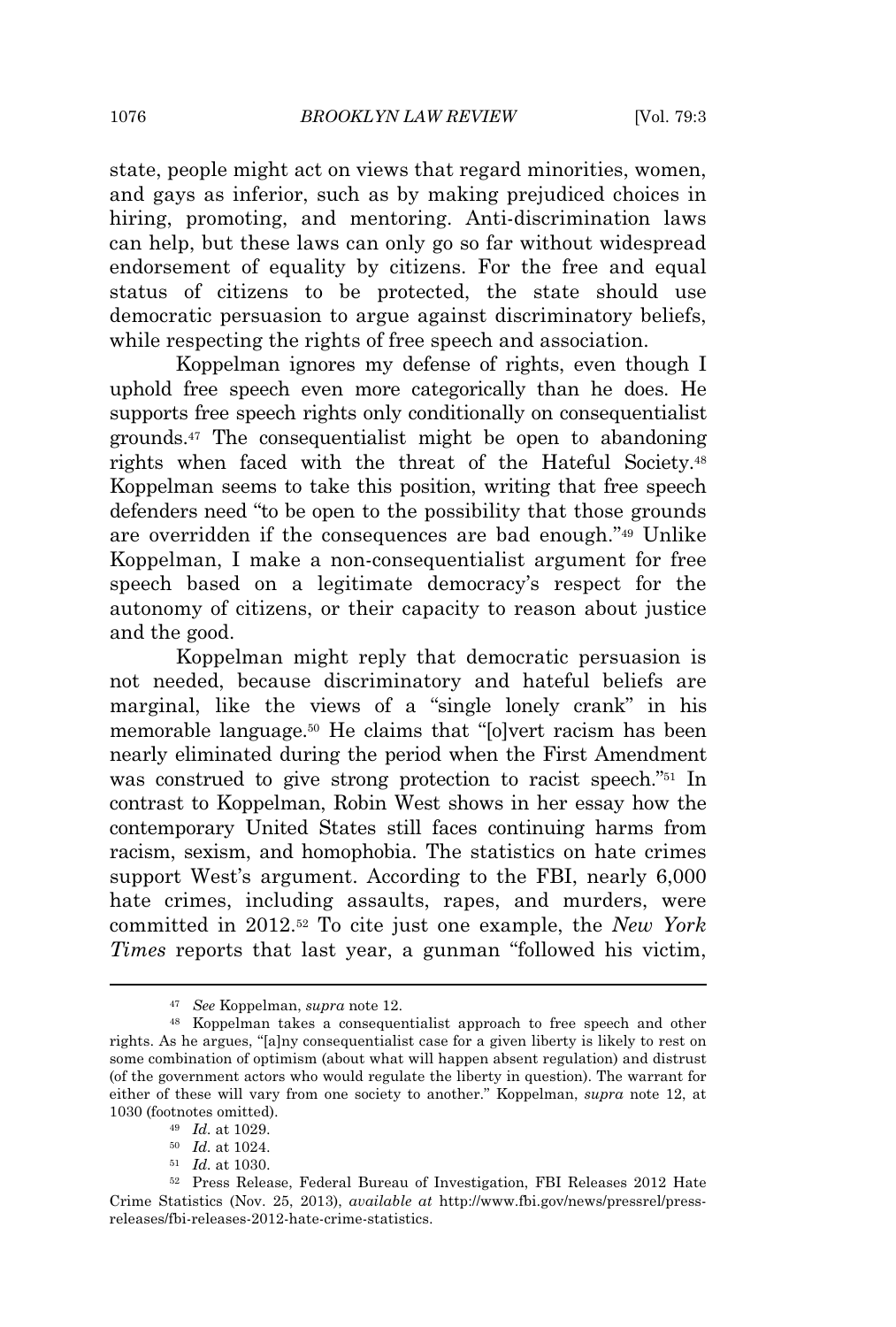state, people might act on views that regard minorities, women, and gays as inferior, such as by making prejudiced choices in hiring, promoting, and mentoring. Anti-discrimination laws can help, but these laws can only go so far without widespread endorsement of equality by citizens. For the free and equal status of citizens to be protected, the state should use democratic persuasion to argue against discriminatory beliefs, while respecting the rights of free speech and association.

Koppelman ignores my defense of rights, even though I uphold free speech even more categorically than he does. He supports free speech rights only conditionally on consequentialist grounds.[47] The consequentialist might be open to abandoning rights when faced with the threat of the Hateful Society.[48] Koppelman seems to take this position, writing that free speech defenders need "to be open to the possibility that those grounds are overridden if the consequences are bad enough."[49] Unlike Koppelman, I make a non-consequentialist argument for free speech based on a legitimate democracy's respect for the autonomy of citizens, or their capacity to reason about justice and the good.

Koppelman might reply that democratic persuasion is not needed, because discriminatory and hateful beliefs are marginal, like the views of a "single lonely crank" in his memorable language.[50] He claims that "[o]vert racism has been nearly eliminated during the period when the First Amendment was construed to give strong protection to racist speech."[51] In contrast to Koppelman, Robin West shows in her essay how the contemporary United States still faces continuing harms from racism, sexism, and homophobia. The statistics on hate crimes support West's argument. According to the FBI, nearly 6,000 hate crimes, including assaults, rapes, and murders, were committed in 2012.[52] To cite just one example, the *New York Times* reports that last year, a gunman "followed his victim,

---

[47] *See* Koppelman, *supra* note 12.

[48] Koppelman takes a consequentialist approach to free speech and other rights. As he argues, "[a]ny consequentialist case for a given liberty is likely to rest on some combination of optimism (about what will happen absent regulation) and distrust (of the government actors who would regulate the liberty in question). The warrant for either of these will vary from one society to another." Koppelman, *supra* note 12, at 1030 (footnotes omitted).

[49] *Id.* at 1029.

[50] *Id.* at 1024.

[51] *Id.* at 1030.

[52] Press Release, Federal Bureau of Investigation, FBI Releases 2012 Hate Crime Statistics (Nov. 25, 2013), *available at* http://www.fbi.gov/news/pressrel/press-releases/fbi-releases-2012-hate-crime-statistics.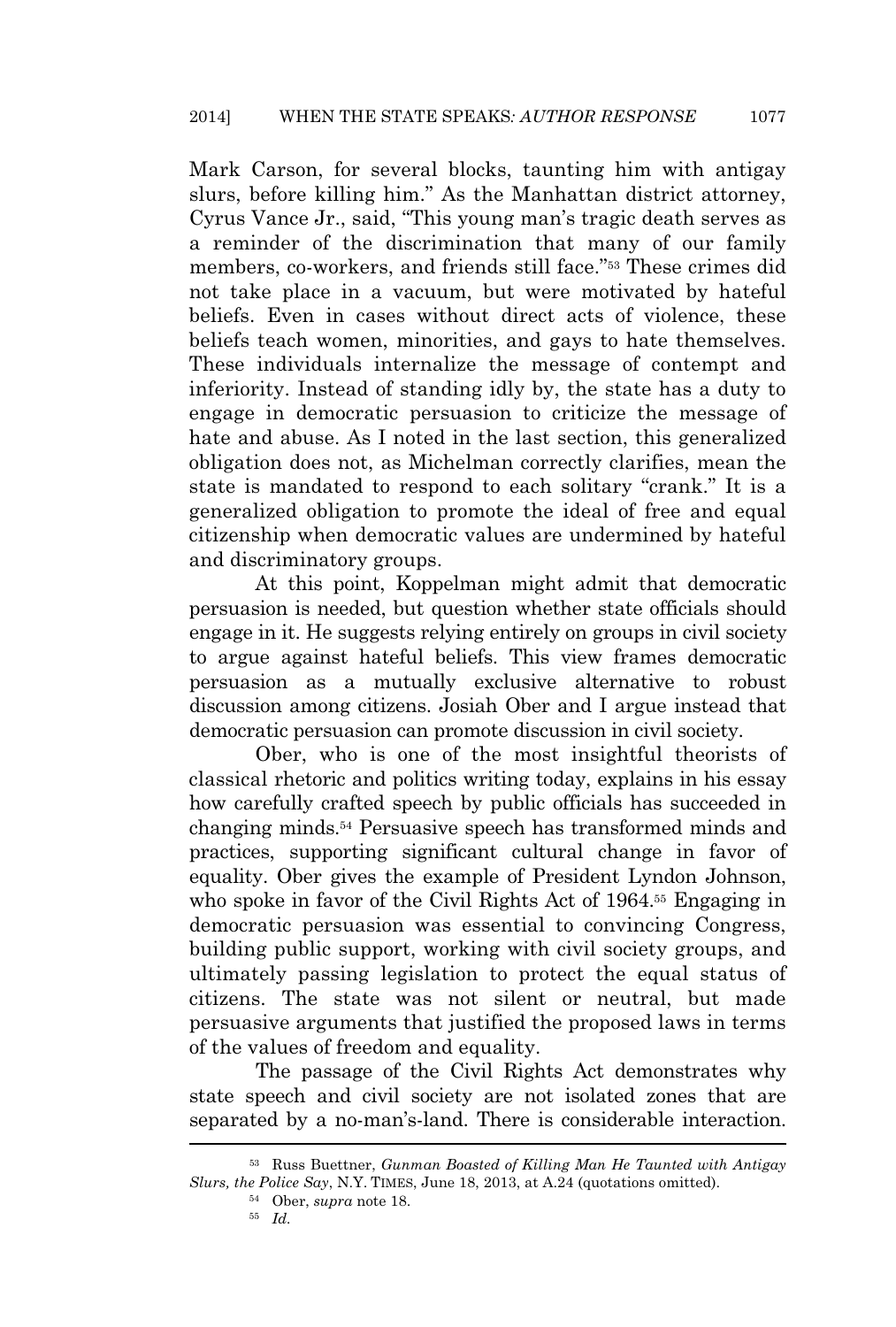Mark Carson, for several blocks, taunting him with antigay slurs, before killing him." As the Manhattan district attorney, Cyrus Vance Jr., said, "This young man's tragic death serves as a reminder of the discrimination that many of our family members, co-workers, and friends still face."[53] These crimes did not take place in a vacuum, but were motivated by hateful beliefs. Even in cases without direct acts of violence, these beliefs teach women, minorities, and gays to hate themselves. These individuals internalize the message of contempt and inferiority. Instead of standing idly by, the state has a duty to engage in democratic persuasion to criticize the message of hate and abuse. As I noted in the last section, this generalized obligation does not, as Michelman correctly clarifies, mean the state is mandated to respond to each solitary "crank." It is a generalized obligation to promote the ideal of free and equal citizenship when democratic values are undermined by hateful and discriminatory groups.

At this point, Koppelman might admit that democratic persuasion is needed, but question whether state officials should engage in it. He suggests relying entirely on groups in civil society to argue against hateful beliefs. This view frames democratic persuasion as a mutually exclusive alternative to robust discussion among citizens. Josiah Ober and I argue instead that democratic persuasion can promote discussion in civil society.

Ober, who is one of the most insightful theorists of classical rhetoric and politics writing today, explains in his essay how carefully crafted speech by public officials has succeeded in changing minds.[54] Persuasive speech has transformed minds and practices, supporting significant cultural change in favor of equality. Ober gives the example of President Lyndon Johnson, who spoke in favor of the Civil Rights Act of 1964.[55] Engaging in democratic persuasion was essential to convincing Congress, building public support, working with civil society groups, and ultimately passing legislation to protect the equal status of citizens. The state was not silent or neutral, but made persuasive arguments that justified the proposed laws in terms of the values of freedom and equality.

The passage of the Civil Rights Act demonstrates why state speech and civil society are not isolated zones that are separated by a no-man's-land. There is considerable interaction.

---

[53] Russ Buettner, *Gunman Boasted of Killing Man He Taunted with Antigay Slurs, the Police Say*, N.Y. TIMES, June 18, 2013, at A.24 (quotations omitted).

[54] Ober, *supra* note 18.

[55] *Id.*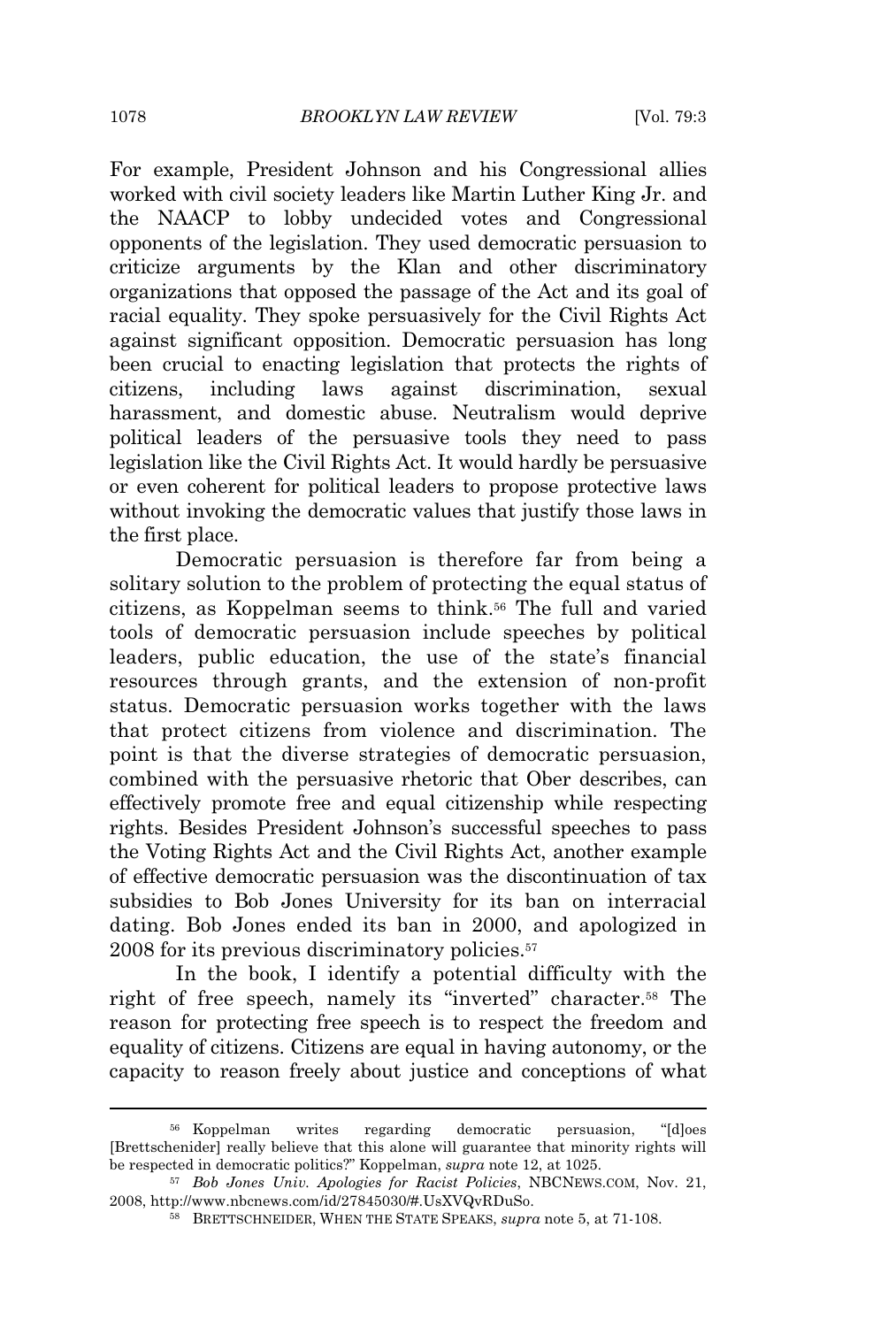For example, President Johnson and his Congressional allies worked with civil society leaders like Martin Luther King Jr. and the NAACP to lobby undecided votes and Congressional opponents of the legislation. They used democratic persuasion to criticize arguments by the Klan and other discriminatory organizations that opposed the passage of the Act and its goal of racial equality. They spoke persuasively for the Civil Rights Act against significant opposition. Democratic persuasion has long been crucial to enacting legislation that protects the rights of citizens, including laws against discrimination, sexual harassment, and domestic abuse. Neutralism would deprive political leaders of the persuasive tools they need to pass legislation like the Civil Rights Act. It would hardly be persuasive or even coherent for political leaders to propose protective laws without invoking the democratic values that justify those laws in the first place.

Democratic persuasion is therefore far from being a solitary solution to the problem of protecting the equal status of citizens, as Koppelman seems to think.[56] The full and varied tools of democratic persuasion include speeches by political leaders, public education, the use of the state's financial resources through grants, and the extension of non-profit status. Democratic persuasion works together with the laws that protect citizens from violence and discrimination. The point is that the diverse strategies of democratic persuasion, combined with the persuasive rhetoric that Ober describes, can effectively promote free and equal citizenship while respecting rights. Besides President Johnson's successful speeches to pass the Voting Rights Act and the Civil Rights Act, another example of effective democratic persuasion was the discontinuation of tax subsidies to Bob Jones University for its ban on interracial dating. Bob Jones ended its ban in 2000, and apologized in 2008 for its previous discriminatory policies.[57]

In the book, I identify a potential difficulty with the right of free speech, namely its "inverted" character.[58] The reason for protecting free speech is to respect the freedom and equality of citizens. Citizens are equal in having autonomy, or the capacity to reason freely about justice and conceptions of what

---

[56] Koppelman writes regarding democratic persuasion, "[d]oes [Brettschenider] really believe that this alone will guarantee that minority rights will be respected in democratic politics?" Koppelman, *supra* note 12, at 1025.

[57] *Bob Jones Univ. Apologies for Racist Policies*, NBCNEWS.COM, Nov. 21, 2008, http://www.nbcnews.com/id/27845030/#.UsXVQvRDuSo.

[58] BRETTSCHNEIDER, WHEN THE STATE SPEAKS, *supra* note 5, at 71-108.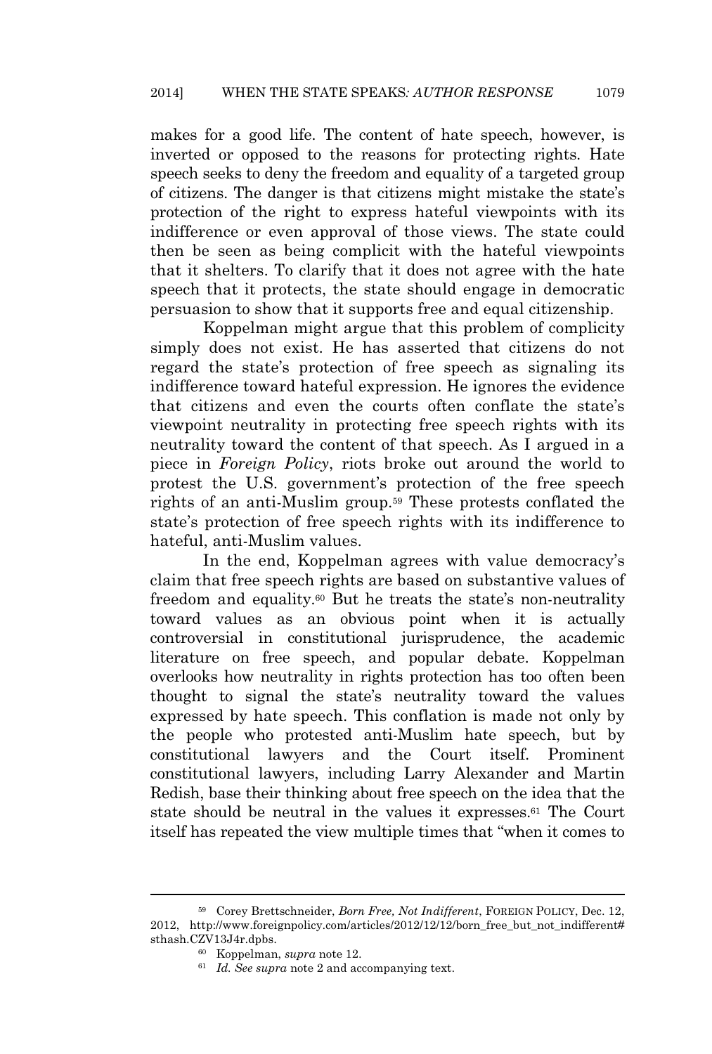makes for a good life. The content of hate speech, however, is inverted or opposed to the reasons for protecting rights. Hate speech seeks to deny the freedom and equality of a targeted group of citizens. The danger is that citizens might mistake the state's protection of the right to express hateful viewpoints with its indifference or even approval of those views. The state could then be seen as being complicit with the hateful viewpoints that it shelters. To clarify that it does not agree with the hate speech that it protects, the state should engage in democratic persuasion to show that it supports free and equal citizenship.

Koppelman might argue that this problem of complicity simply does not exist. He has asserted that citizens do not regard the state's protection of free speech as signaling its indifference toward hateful expression. He ignores the evidence that citizens and even the courts often conflate the state's viewpoint neutrality in protecting free speech rights with its neutrality toward the content of that speech. As I argued in a piece in *Foreign Policy*, riots broke out around the world to protest the U.S. government's protection of the free speech rights of an anti-Muslim group.[59] These protests conflated the state's protection of free speech rights with its indifference to hateful, anti-Muslim values.

In the end, Koppelman agrees with value democracy's claim that free speech rights are based on substantive values of freedom and equality.[60] But he treats the state's non-neutrality toward values as an obvious point when it is actually controversial in constitutional jurisprudence, the academic literature on free speech, and popular debate. Koppelman overlooks how neutrality in rights protection has too often been thought to signal the state's neutrality toward the values expressed by hate speech. This conflation is made not only by the people who protested anti-Muslim hate speech, but by constitutional lawyers and the Court itself. Prominent constitutional lawyers, including Larry Alexander and Martin Redish, base their thinking about free speech on the idea that the state should be neutral in the values it expresses.[61] The Court itself has repeated the view multiple times that "when it comes to

---

[59] Corey Brettschneider, *Born Free, Not Indifferent*, FOREIGN POLICY, Dec. 12, 2012, http://www.foreignpolicy.com/articles/2012/12/12/born_free_but_not_indifferent#sthash.CZV13J4r.dpbs.

[60] Koppelman, *supra* note 12.

[61] *Id. See supra* note 2 and accompanying text.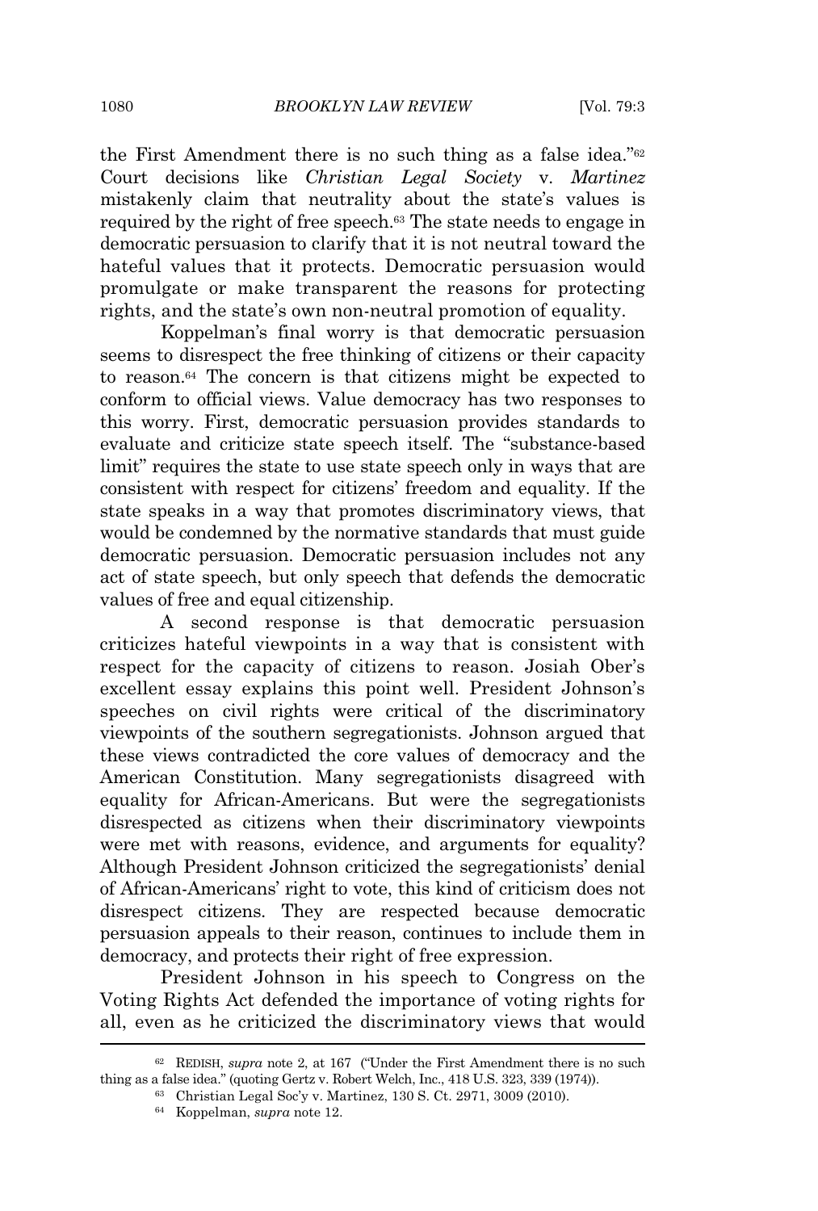the First Amendment there is no such thing as a false idea."[62] Court decisions like *Christian Legal Society* v. *Martinez* mistakenly claim that neutrality about the state's values is required by the right of free speech.[63] The state needs to engage in democratic persuasion to clarify that it is not neutral toward the hateful values that it protects. Democratic persuasion would promulgate or make transparent the reasons for protecting rights, and the state's own non-neutral promotion of equality.

Koppelman's final worry is that democratic persuasion seems to disrespect the free thinking of citizens or their capacity to reason.[64] The concern is that citizens might be expected to conform to official views. Value democracy has two responses to this worry. First, democratic persuasion provides standards to evaluate and criticize state speech itself. The "substance-based limit" requires the state to use state speech only in ways that are consistent with respect for citizens' freedom and equality. If the state speaks in a way that promotes discriminatory views, that would be condemned by the normative standards that must guide democratic persuasion. Democratic persuasion includes not any act of state speech, but only speech that defends the democratic values of free and equal citizenship.

A second response is that democratic persuasion criticizes hateful viewpoints in a way that is consistent with respect for the capacity of citizens to reason. Josiah Ober's excellent essay explains this point well. President Johnson's speeches on civil rights were critical of the discriminatory viewpoints of the southern segregationists. Johnson argued that these views contradicted the core values of democracy and the American Constitution. Many segregationists disagreed with equality for African-Americans. But were the segregationists disrespected as citizens when their discriminatory viewpoints were met with reasons, evidence, and arguments for equality? Although President Johnson criticized the segregationists' denial of African-Americans' right to vote, this kind of criticism does not disrespect citizens. They are respected because democratic persuasion appeals to their reason, continues to include them in democracy, and protects their right of free expression.

President Johnson in his speech to Congress on the Voting Rights Act defended the importance of voting rights for all, even as he criticized the discriminatory views that would

---

[62] REDISH, *supra* note 2, at 167 ("Under the First Amendment there is no such thing as a false idea." (quoting Gertz v. Robert Welch, Inc., 418 U.S. 323, 339 (1974)).

[63] Christian Legal Soc'y v. Martinez, 130 S. Ct. 2971, 3009 (2010).

[64] Koppelman, *supra* note 12.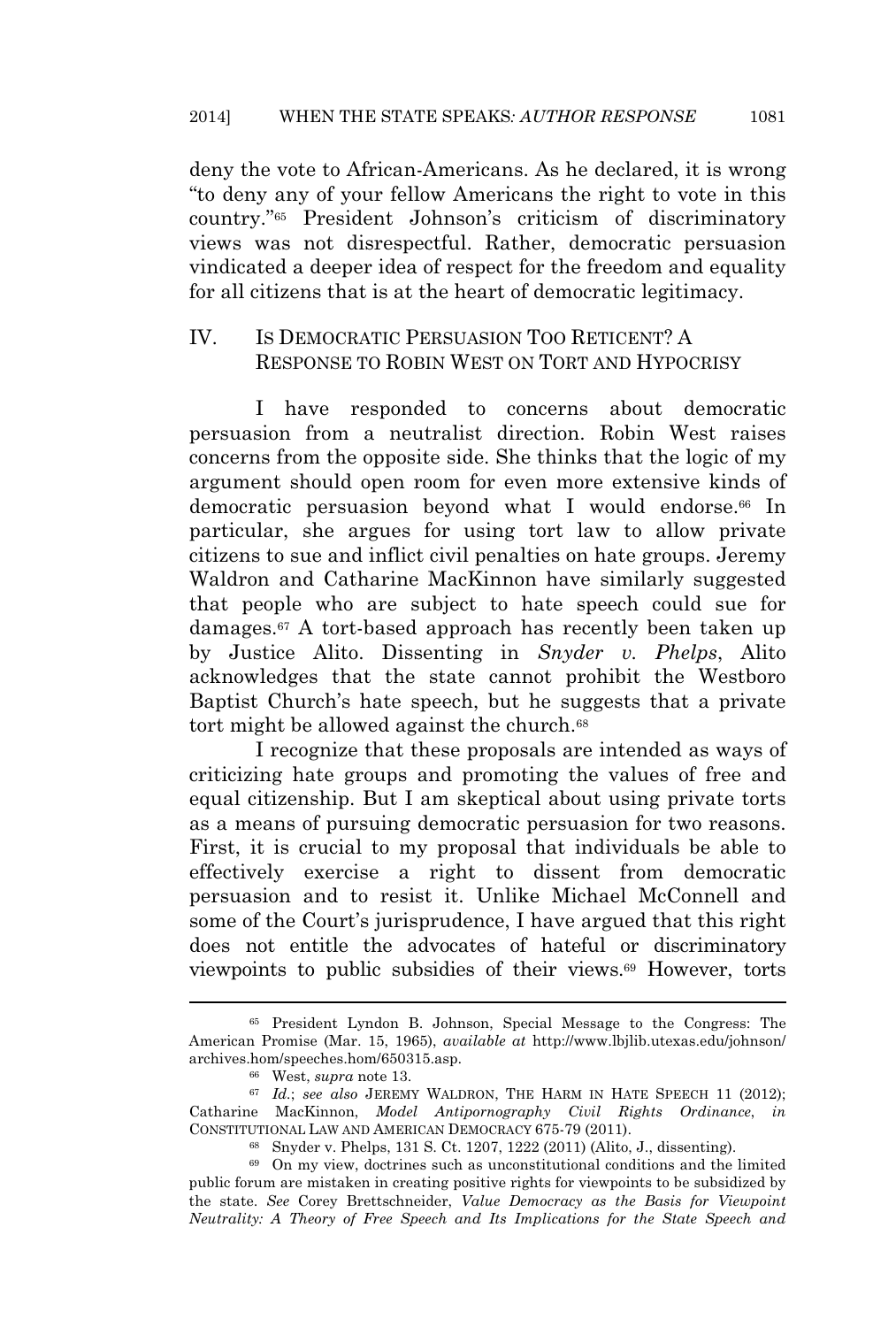deny the vote to African-Americans. As he declared, it is wrong "to deny any of your fellow Americans the right to vote in this country."[65] President Johnson's criticism of discriminatory views was not disrespectful. Rather, democratic persuasion vindicated a deeper idea of respect for the freedom and equality for all citizens that is at the heart of democratic legitimacy.

## IV. IS DEMOCRATIC PERSUASION TOO RETICENT? A RESPONSE TO ROBIN WEST ON TORT AND HYPOCRISY

I have responded to concerns about democratic persuasion from a neutralist direction. Robin West raises concerns from the opposite side. She thinks that the logic of my argument should open room for even more extensive kinds of democratic persuasion beyond what I would endorse.[66] In particular, she argues for using tort law to allow private citizens to sue and inflict civil penalties on hate groups. Jeremy Waldron and Catharine MacKinnon have similarly suggested that people who are subject to hate speech could sue for damages.[67] A tort-based approach has recently been taken up by Justice Alito. Dissenting in *Snyder v. Phelps*, Alito acknowledges that the state cannot prohibit the Westboro Baptist Church's hate speech, but he suggests that a private tort might be allowed against the church.[68]

I recognize that these proposals are intended as ways of criticizing hate groups and promoting the values of free and equal citizenship. But I am skeptical about using private torts as a means of pursuing democratic persuasion for two reasons. First, it is crucial to my proposal that individuals be able to effectively exercise a right to dissent from democratic persuasion and to resist it. Unlike Michael McConnell and some of the Court's jurisprudence, I have argued that this right does not entitle the advocates of hateful or discriminatory viewpoints to public subsidies of their views.[69] However, torts

---

[65] President Lyndon B. Johnson, Special Message to the Congress: The American Promise (Mar. 15, 1965), *available at* http://www.lbjlib.utexas.edu/johnson/archives.hom/speeches.hom/650315.asp.

[66] West, *supra* note 13.

[67] *Id.*; *see also* JEREMY WALDRON, THE HARM IN HATE SPEECH 11 (2012); Catharine MacKinnon, *Model Antipornography Civil Rights Ordinance*, *in* CONSTITUTIONAL LAW AND AMERICAN DEMOCRACY 675-79 (2011).

[68] Snyder v. Phelps, 131 S. Ct. 1207, 1222 (2011) (Alito, J., dissenting).

[69] On my view, doctrines such as unconstitutional conditions and the limited public forum are mistaken in creating positive rights for viewpoints to be subsidized by the state. *See* Corey Brettschneider, *Value Democracy as the Basis for Viewpoint Neutrality: A Theory of Free Speech and Its Implications for the State Speech and*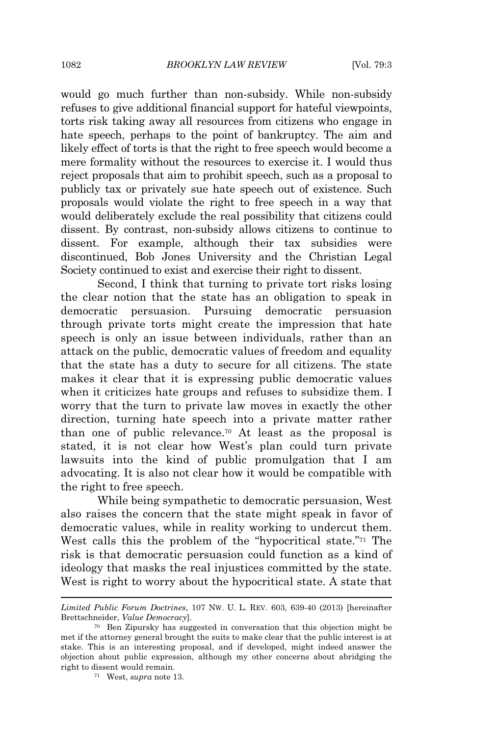would go much further than non-subsidy. While non-subsidy refuses to give additional financial support for hateful viewpoints, torts risk taking away all resources from citizens who engage in hate speech, perhaps to the point of bankruptcy. The aim and likely effect of torts is that the right to free speech would become a mere formality without the resources to exercise it. I would thus reject proposals that aim to prohibit speech, such as a proposal to publicly tax or privately sue hate speech out of existence. Such proposals would violate the right to free speech in a way that would deliberately exclude the real possibility that citizens could dissent. By contrast, non-subsidy allows citizens to continue to dissent. For example, although their tax subsidies were discontinued, Bob Jones University and the Christian Legal Society continued to exist and exercise their right to dissent.

Second, I think that turning to private tort risks losing the clear notion that the state has an obligation to speak in democratic persuasion. Pursuing democratic persuasion through private torts might create the impression that hate speech is only an issue between individuals, rather than an attack on the public, democratic values of freedom and equality that the state has a duty to secure for all citizens. The state makes it clear that it is expressing public democratic values when it criticizes hate groups and refuses to subsidize them. I worry that the turn to private law moves in exactly the other direction, turning hate speech into a private matter rather than one of public relevance.[70] At least as the proposal is stated, it is not clear how West's plan could turn private lawsuits into the kind of public promulgation that I am advocating. It is also not clear how it would be compatible with the right to free speech.

While being sympathetic to democratic persuasion, West also raises the concern that the state might speak in favor of democratic values, while in reality working to undercut them. West calls this the problem of the "hypocritical state."[71] The risk is that democratic persuasion could function as a kind of ideology that masks the real injustices committed by the state. West is right to worry about the hypocritical state. A state that

---

*Limited Public Forum Doctrines*, 107 NW. U. L. REV. 603, 639-40 (2013) [hereinafter Brettschneider, *Value Democracy*].

[70] Ben Zipursky has suggested in conversation that this objection might be met if the attorney general brought the suits to make clear that the public interest is at stake. This is an interesting proposal, and if developed, might indeed answer the objection about public expression, although my other concerns about abridging the right to dissent would remain.

[71] West, *supra* note 13.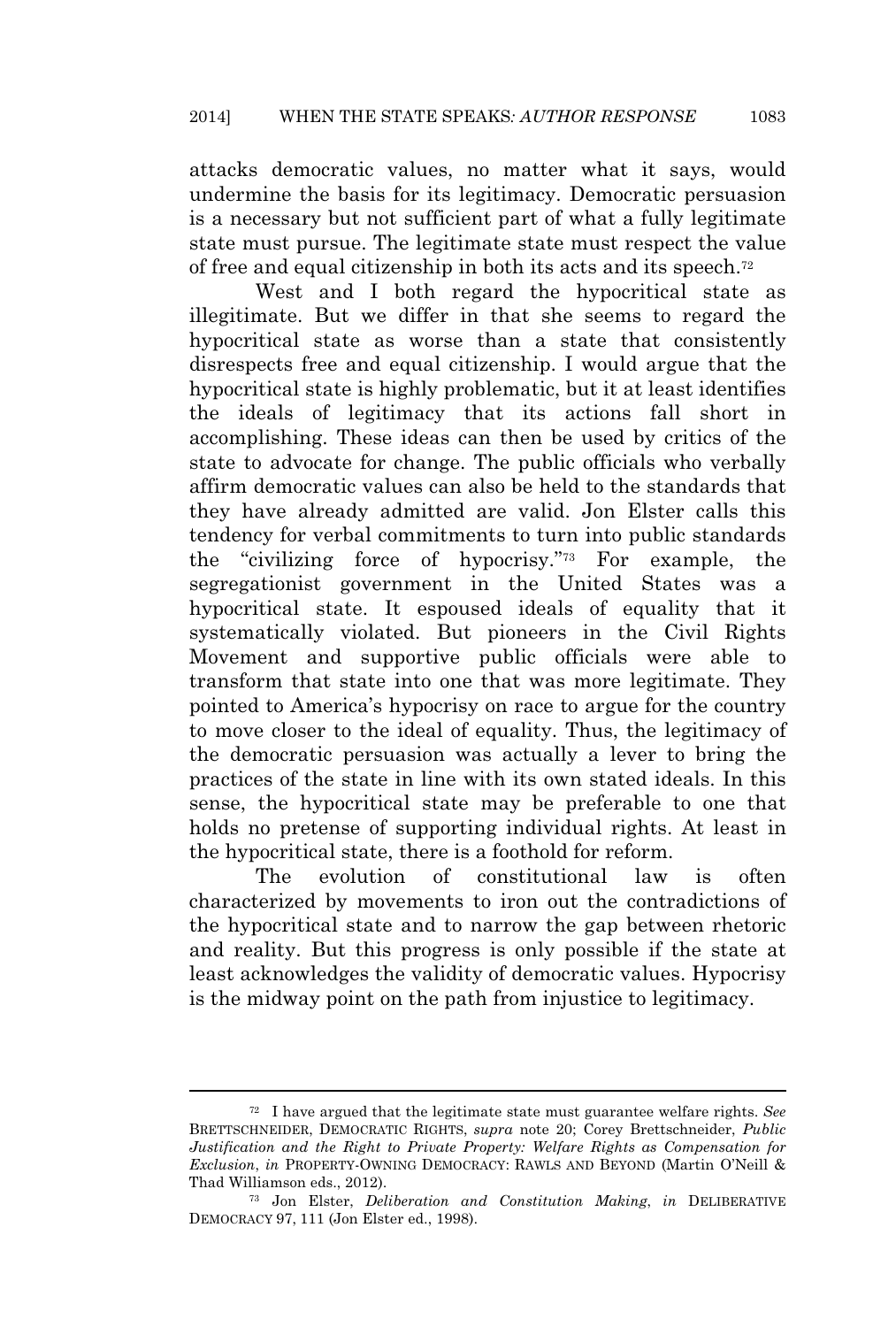attacks democratic values, no matter what it says, would undermine the basis for its legitimacy. Democratic persuasion is a necessary but not sufficient part of what a fully legitimate state must pursue. The legitimate state must respect the value of free and equal citizenship in both its acts and its speech.[72]

West and I both regard the hypocritical state as illegitimate. But we differ in that she seems to regard the hypocritical state as worse than a state that consistently disrespects free and equal citizenship. I would argue that the hypocritical state is highly problematic, but it at least identifies the ideals of legitimacy that its actions fall short in accomplishing. These ideas can then be used by critics of the state to advocate for change. The public officials who verbally affirm democratic values can also be held to the standards that they have already admitted are valid. Jon Elster calls this tendency for verbal commitments to turn into public standards the "civilizing force of hypocrisy."[73] For example, the segregationist government in the United States was a hypocritical state. It espoused ideals of equality that it systematically violated. But pioneers in the Civil Rights Movement and supportive public officials were able to transform that state into one that was more legitimate. They pointed to America's hypocrisy on race to argue for the country to move closer to the ideal of equality. Thus, the legitimacy of the democratic persuasion was actually a lever to bring the practices of the state in line with its own stated ideals. In this sense, the hypocritical state may be preferable to one that holds no pretense of supporting individual rights. At least in the hypocritical state, there is a foothold for reform.

The evolution of constitutional law is often characterized by movements to iron out the contradictions of the hypocritical state and to narrow the gap between rhetoric and reality. But this progress is only possible if the state at least acknowledges the validity of democratic values. Hypocrisy is the midway point on the path from injustice to legitimacy.

---

[72] I have argued that the legitimate state must guarantee welfare rights. *See* BRETTSCHNEIDER, DEMOCRATIC RIGHTS, *supra* note 20; Corey Brettschneider, *Public Justification and the Right to Private Property: Welfare Rights as Compensation for Exclusion*, *in* PROPERTY-OWNING DEMOCRACY: RAWLS AND BEYOND (Martin O'Neill & Thad Williamson eds., 2012).

[73] Jon Elster, *Deliberation and Constitution Making*, *in* DELIBERATIVE DEMOCRACY 97, 111 (Jon Elster ed., 1998).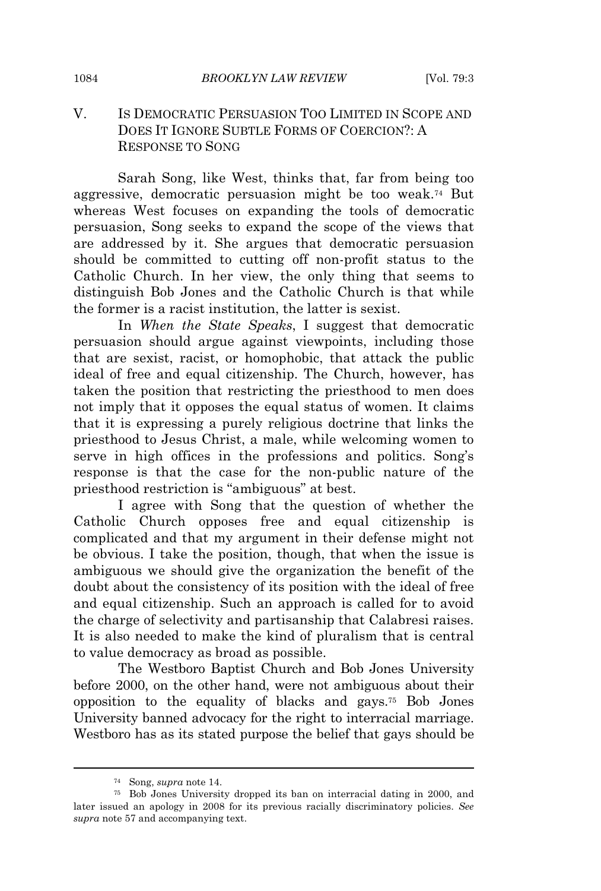## V. IS DEMOCRATIC PERSUASION TOO LIMITED IN SCOPE AND DOES IT IGNORE SUBTLE FORMS OF COERCION?: A RESPONSE TO SONG

Sarah Song, like West, thinks that, far from being too aggressive, democratic persuasion might be too weak.[74] But whereas West focuses on expanding the tools of democratic persuasion, Song seeks to expand the scope of the views that are addressed by it. She argues that democratic persuasion should be committed to cutting off non-profit status to the Catholic Church. In her view, the only thing that seems to distinguish Bob Jones and the Catholic Church is that while the former is a racist institution, the latter is sexist.

In *When the State Speaks*, I suggest that democratic persuasion should argue against viewpoints, including those that are sexist, racist, or homophobic, that attack the public ideal of free and equal citizenship. The Church, however, has taken the position that restricting the priesthood to men does not imply that it opposes the equal status of women. It claims that it is expressing a purely religious doctrine that links the priesthood to Jesus Christ, a male, while welcoming women to serve in high offices in the professions and politics. Song's response is that the case for the non-public nature of the priesthood restriction is "ambiguous" at best.

I agree with Song that the question of whether the Catholic Church opposes free and equal citizenship is complicated and that my argument in their defense might not be obvious. I take the position, though, that when the issue is ambiguous we should give the organization the benefit of the doubt about the consistency of its position with the ideal of free and equal citizenship. Such an approach is called for to avoid the charge of selectivity and partisanship that Calabresi raises. It is also needed to make the kind of pluralism that is central to value democracy as broad as possible.

The Westboro Baptist Church and Bob Jones University before 2000, on the other hand, were not ambiguous about their opposition to the equality of blacks and gays.[75] Bob Jones University banned advocacy for the right to interracial marriage. Westboro has as its stated purpose the belief that gays should be

---

[74] Song, *supra* note 14.

[75] Bob Jones University dropped its ban on interracial dating in 2000, and later issued an apology in 2008 for its previous racially discriminatory policies. *See supra* note 57 and accompanying text.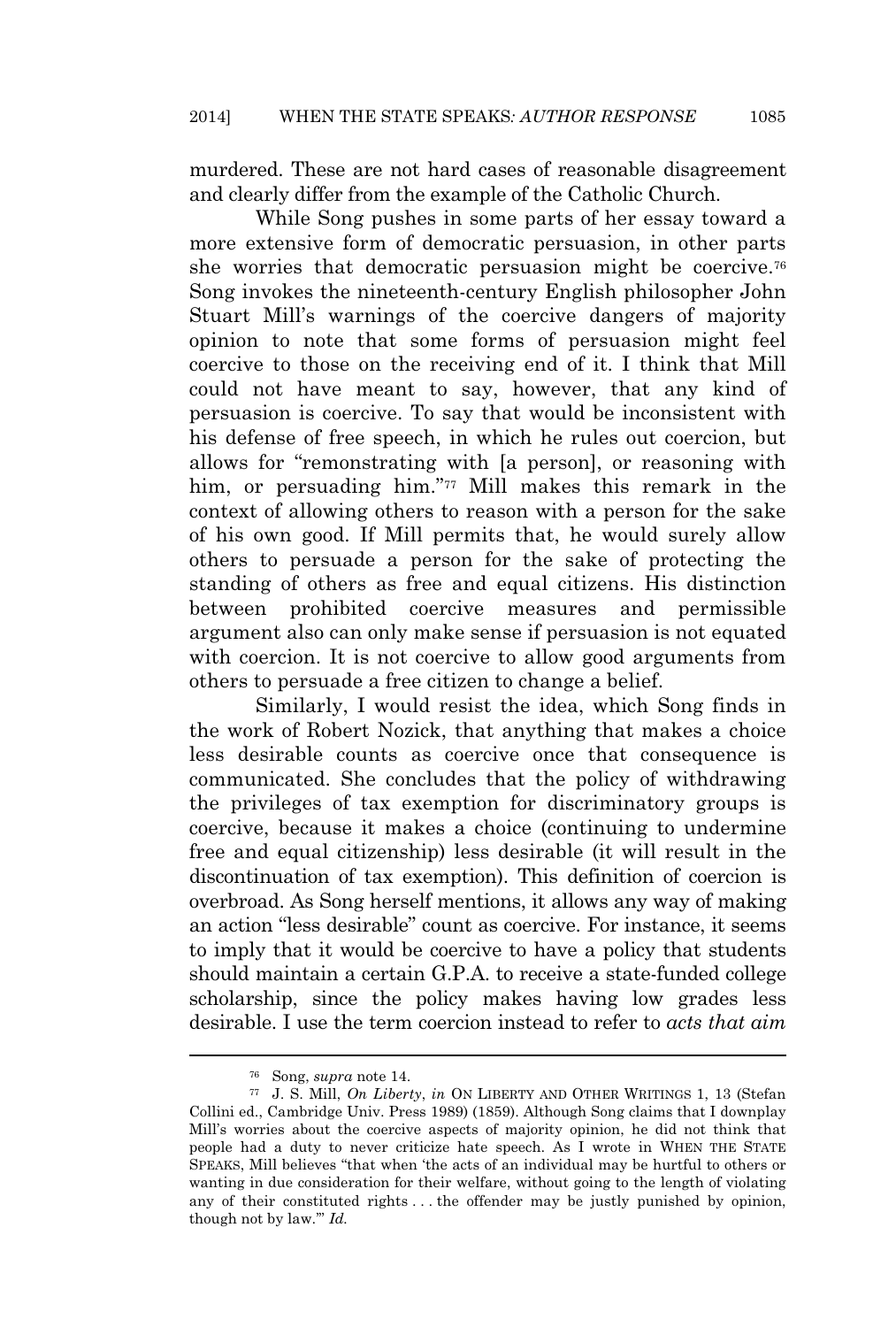murdered. These are not hard cases of reasonable disagreement and clearly differ from the example of the Catholic Church.

While Song pushes in some parts of her essay toward a more extensive form of democratic persuasion, in other parts she worries that democratic persuasion might be coercive.[76] Song invokes the nineteenth-century English philosopher John Stuart Mill's warnings of the coercive dangers of majority opinion to note that some forms of persuasion might feel coercive to those on the receiving end of it. I think that Mill could not have meant to say, however, that any kind of persuasion is coercive. To say that would be inconsistent with his defense of free speech, in which he rules out coercion, but allows for "remonstrating with [a person], or reasoning with him, or persuading him."[77] Mill makes this remark in the context of allowing others to reason with a person for the sake of his own good. If Mill permits that, he would surely allow others to persuade a person for the sake of protecting the standing of others as free and equal citizens. His distinction between prohibited coercive measures and permissible argument also can only make sense if persuasion is not equated with coercion. It is not coercive to allow good arguments from others to persuade a free citizen to change a belief.

Similarly, I would resist the idea, which Song finds in the work of Robert Nozick, that anything that makes a choice less desirable counts as coercive once that consequence is communicated. She concludes that the policy of withdrawing the privileges of tax exemption for discriminatory groups is coercive, because it makes a choice (continuing to undermine free and equal citizenship) less desirable (it will result in the discontinuation of tax exemption). This definition of coercion is overbroad. As Song herself mentions, it allows any way of making an action "less desirable" count as coercive. For instance, it seems to imply that it would be coercive to have a policy that students should maintain a certain G.P.A. to receive a state-funded college scholarship, since the policy makes having low grades less desirable. I use the term coercion instead to refer to *acts that aim*

---

[76] Song, *supra* note 14.

[77] J. S. Mill, *On Liberty*, *in* ON LIBERTY AND OTHER WRITINGS 1, 13 (Stefan Collini ed., Cambridge Univ. Press 1989) (1859). Although Song claims that I downplay Mill's worries about the coercive aspects of majority opinion, he did not think that people had a duty to never criticize hate speech. As I wrote in WHEN THE STATE SPEAKS, Mill believes "that when 'the acts of an individual may be hurtful to others or wanting in due consideration for their welfare, without going to the length of violating any of their constituted rights . . . the offender may be justly punished by opinion, though not by law.'" *Id.*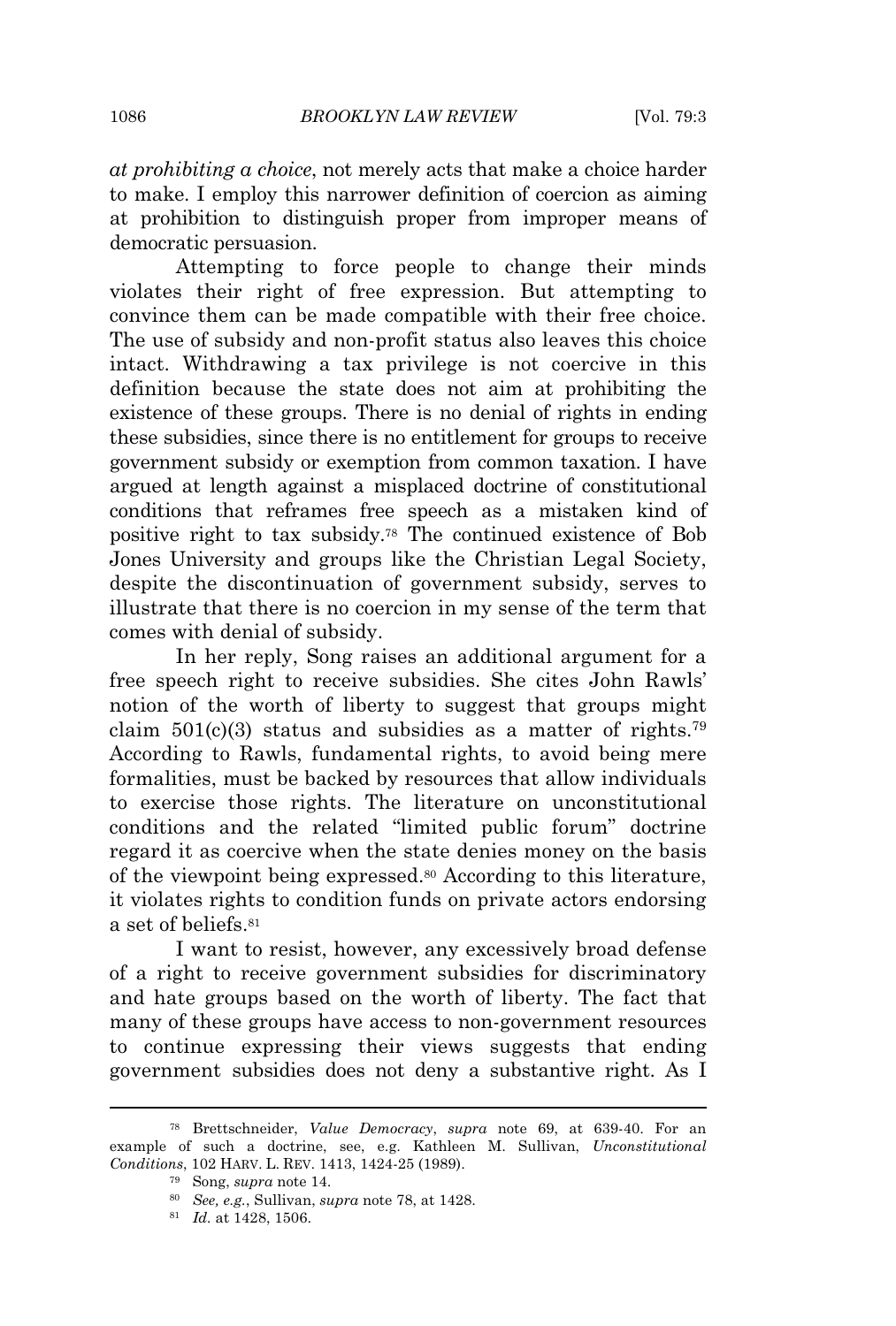*at prohibiting a choice*, not merely acts that make a choice harder to make. I employ this narrower definition of coercion as aiming at prohibition to distinguish proper from improper means of democratic persuasion.

Attempting to force people to change their minds violates their right of free expression. But attempting to convince them can be made compatible with their free choice. The use of subsidy and non-profit status also leaves this choice intact. Withdrawing a tax privilege is not coercive in this definition because the state does not aim at prohibiting the existence of these groups. There is no denial of rights in ending these subsidies, since there is no entitlement for groups to receive government subsidy or exemption from common taxation. I have argued at length against a misplaced doctrine of constitutional conditions that reframes free speech as a mistaken kind of positive right to tax subsidy.[78] The continued existence of Bob Jones University and groups like the Christian Legal Society, despite the discontinuation of government subsidy, serves to illustrate that there is no coercion in my sense of the term that comes with denial of subsidy.

In her reply, Song raises an additional argument for a free speech right to receive subsidies. She cites John Rawls' notion of the worth of liberty to suggest that groups might claim 501(c)(3) status and subsidies as a matter of rights.[79] According to Rawls, fundamental rights, to avoid being mere formalities, must be backed by resources that allow individuals to exercise those rights. The literature on unconstitutional conditions and the related "limited public forum" doctrine regard it as coercive when the state denies money on the basis of the viewpoint being expressed.[80] According to this literature, it violates rights to condition funds on private actors endorsing a set of beliefs.[81]

I want to resist, however, any excessively broad defense of a right to receive government subsidies for discriminatory and hate groups based on the worth of liberty. The fact that many of these groups have access to non-government resources to continue expressing their views suggests that ending government subsidies does not deny a substantive right. As I

---

[78] Brettschneider, *Value Democracy*, *supra* note 69, at 639-40. For an example of such a doctrine, see, e.g. Kathleen M. Sullivan, *Unconstitutional Conditions*, 102 HARV. L. REV. 1413, 1424-25 (1989).

[79] Song, *supra* note 14.

[80] *See, e.g.*, Sullivan, *supra* note 78, at 1428.

[81] *Id.* at 1428, 1506.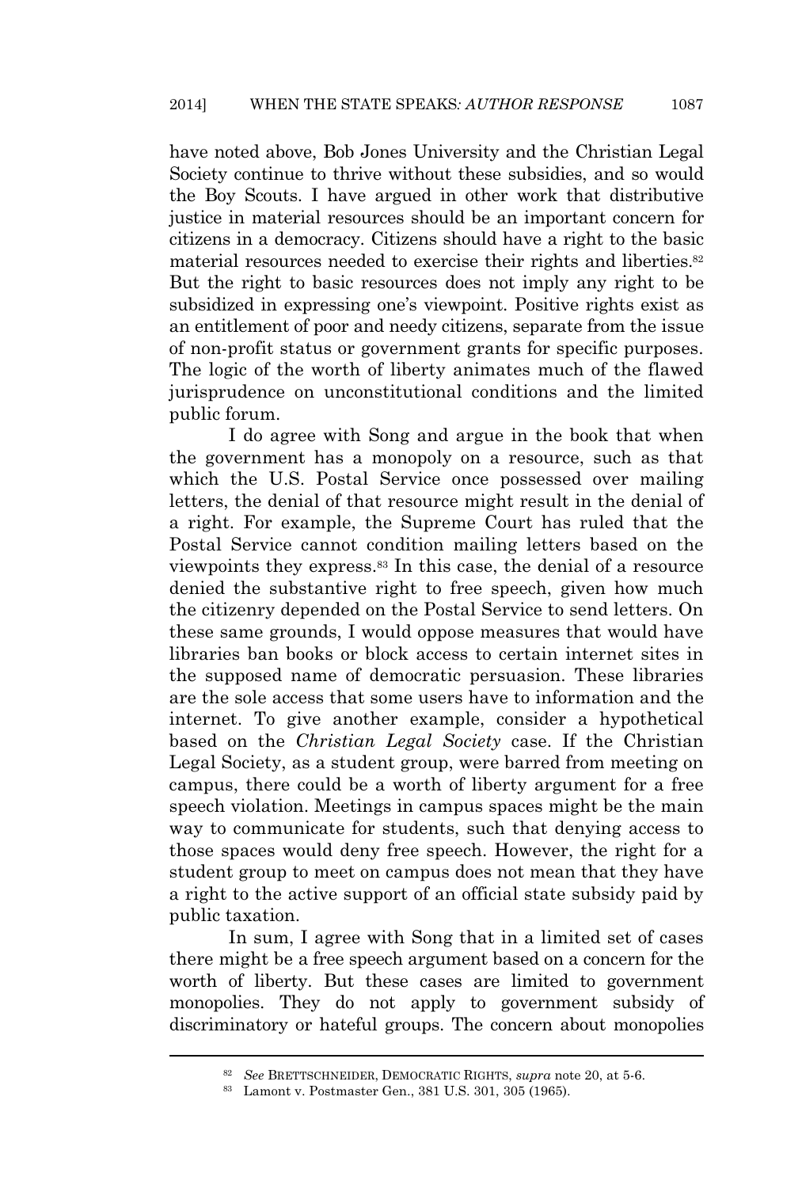have noted above, Bob Jones University and the Christian Legal Society continue to thrive without these subsidies, and so would the Boy Scouts. I have argued in other work that distributive justice in material resources should be an important concern for citizens in a democracy. Citizens should have a right to the basic material resources needed to exercise their rights and liberties.[82] But the right to basic resources does not imply any right to be subsidized in expressing one's viewpoint. Positive rights exist as an entitlement of poor and needy citizens, separate from the issue of non-profit status or government grants for specific purposes. The logic of the worth of liberty animates much of the flawed jurisprudence on unconstitutional conditions and the limited public forum.

I do agree with Song and argue in the book that when the government has a monopoly on a resource, such as that which the U.S. Postal Service once possessed over mailing letters, the denial of that resource might result in the denial of a right. For example, the Supreme Court has ruled that the Postal Service cannot condition mailing letters based on the viewpoints they express.[83] In this case, the denial of a resource denied the substantive right to free speech, given how much the citizenry depended on the Postal Service to send letters. On these same grounds, I would oppose measures that would have libraries ban books or block access to certain internet sites in the supposed name of democratic persuasion. These libraries are the sole access that some users have to information and the internet. To give another example, consider a hypothetical based on the *Christian Legal Society* case. If the Christian Legal Society, as a student group, were barred from meeting on campus, there could be a worth of liberty argument for a free speech violation. Meetings in campus spaces might be the main way to communicate for students, such that denying access to those spaces would deny free speech. However, the right for a student group to meet on campus does not mean that they have a right to the active support of an official state subsidy paid by public taxation.

In sum, I agree with Song that in a limited set of cases there might be a free speech argument based on a concern for the worth of liberty. But these cases are limited to government monopolies. They do not apply to government subsidy of discriminatory or hateful groups. The concern about monopolies

---

[82] *See* BRETTSCHNEIDER, DEMOCRATIC RIGHTS, *supra* note 20, at 5-6.

[83] Lamont v. Postmaster Gen., 381 U.S. 301, 305 (1965).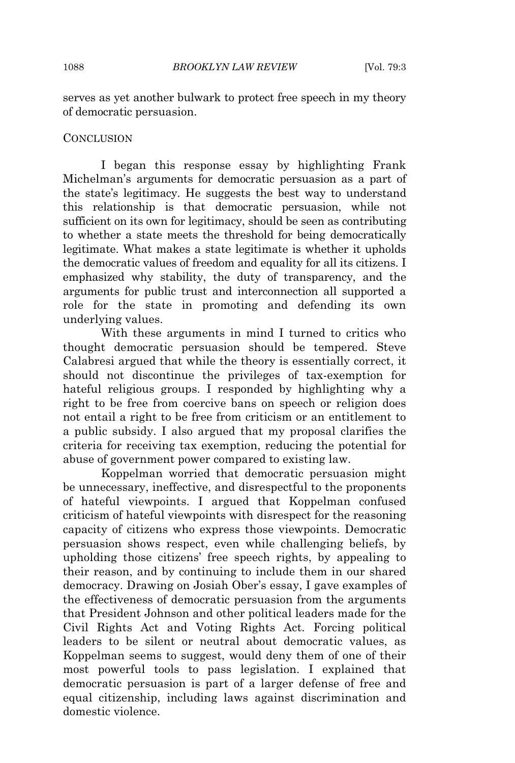serves as yet another bulwark to protect free speech in my theory of democratic persuasion.

## CONCLUSION

I began this response essay by highlighting Frank Michelman's arguments for democratic persuasion as a part of the state's legitimacy. He suggests the best way to understand this relationship is that democratic persuasion, while not sufficient on its own for legitimacy, should be seen as contributing to whether a state meets the threshold for being democratically legitimate. What makes a state legitimate is whether it upholds the democratic values of freedom and equality for all its citizens. I emphasized why stability, the duty of transparency, and the arguments for public trust and interconnection all supported a role for the state in promoting and defending its own underlying values.

With these arguments in mind I turned to critics who thought democratic persuasion should be tempered. Steve Calabresi argued that while the theory is essentially correct, it should not discontinue the privileges of tax-exemption for hateful religious groups. I responded by highlighting why a right to be free from coercive bans on speech or religion does not entail a right to be free from criticism or an entitlement to a public subsidy. I also argued that my proposal clarifies the criteria for receiving tax exemption, reducing the potential for abuse of government power compared to existing law.

Koppelman worried that democratic persuasion might be unnecessary, ineffective, and disrespectful to the proponents of hateful viewpoints. I argued that Koppelman confused criticism of hateful viewpoints with disrespect for the reasoning capacity of citizens who express those viewpoints. Democratic persuasion shows respect, even while challenging beliefs, by upholding those citizens' free speech rights, by appealing to their reason, and by continuing to include them in our shared democracy. Drawing on Josiah Ober's essay, I gave examples of the effectiveness of democratic persuasion from the arguments that President Johnson and other political leaders made for the Civil Rights Act and Voting Rights Act. Forcing political leaders to be silent or neutral about democratic values, as Koppelman seems to suggest, would deny them of one of their most powerful tools to pass legislation. I explained that democratic persuasion is part of a larger defense of free and equal citizenship, including laws against discrimination and domestic violence.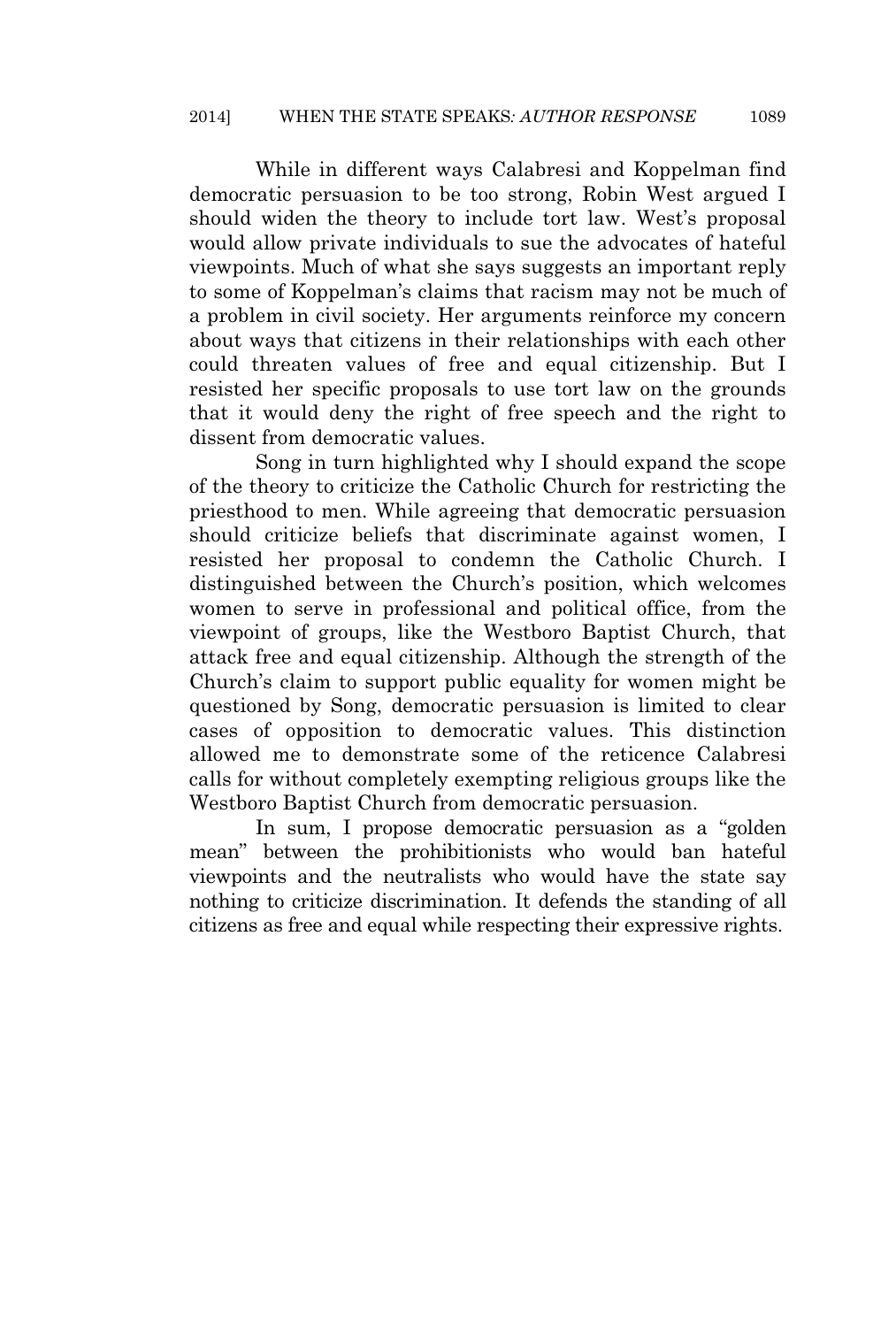While in different ways Calabresi and Koppelman find democratic persuasion to be too strong, Robin West argued I should widen the theory to include tort law. West's proposal would allow private individuals to sue the advocates of hateful viewpoints. Much of what she says suggests an important reply to some of Koppelman's claims that racism may not be much of a problem in civil society. Her arguments reinforce my concern about ways that citizens in their relationships with each other could threaten values of free and equal citizenship. But I resisted her specific proposals to use tort law on the grounds that it would deny the right of free speech and the right to dissent from democratic values.

Song in turn highlighted why I should expand the scope of the theory to criticize the Catholic Church for restricting the priesthood to men. While agreeing that democratic persuasion should criticize beliefs that discriminate against women, I resisted her proposal to condemn the Catholic Church. I distinguished between the Church's position, which welcomes women to serve in professional and political office, from the viewpoint of groups, like the Westboro Baptist Church, that attack free and equal citizenship. Although the strength of the Church's claim to support public equality for women might be questioned by Song, democratic persuasion is limited to clear cases of opposition to democratic values. This distinction allowed me to demonstrate some of the reticence Calabresi calls for without completely exempting religious groups like the Westboro Baptist Church from democratic persuasion.

In sum, I propose democratic persuasion as a "golden mean" between the prohibitionists who would ban hateful viewpoints and the neutralists who would have the state say nothing to criticize discrimination. It defends the standing of all citizens as free and equal while respecting their expressive rights.